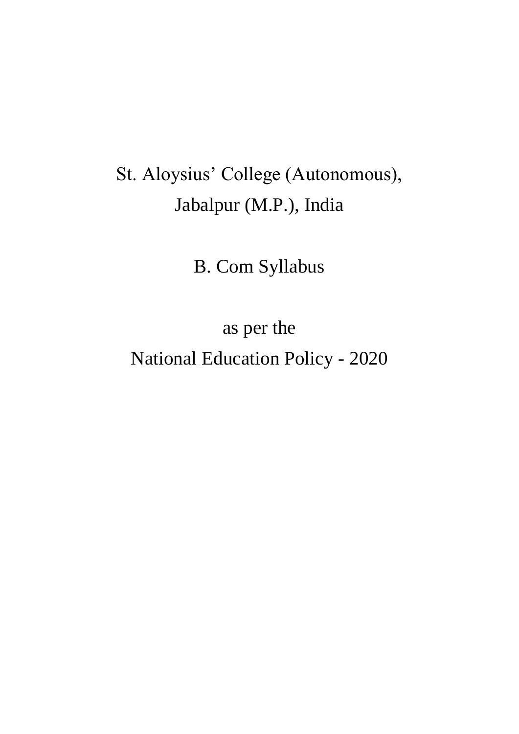# St. Aloysius' College (Autonomous), Jabalpur (M.P.), India

## B. Com Syllabus

as per the

National Education Policy - 2020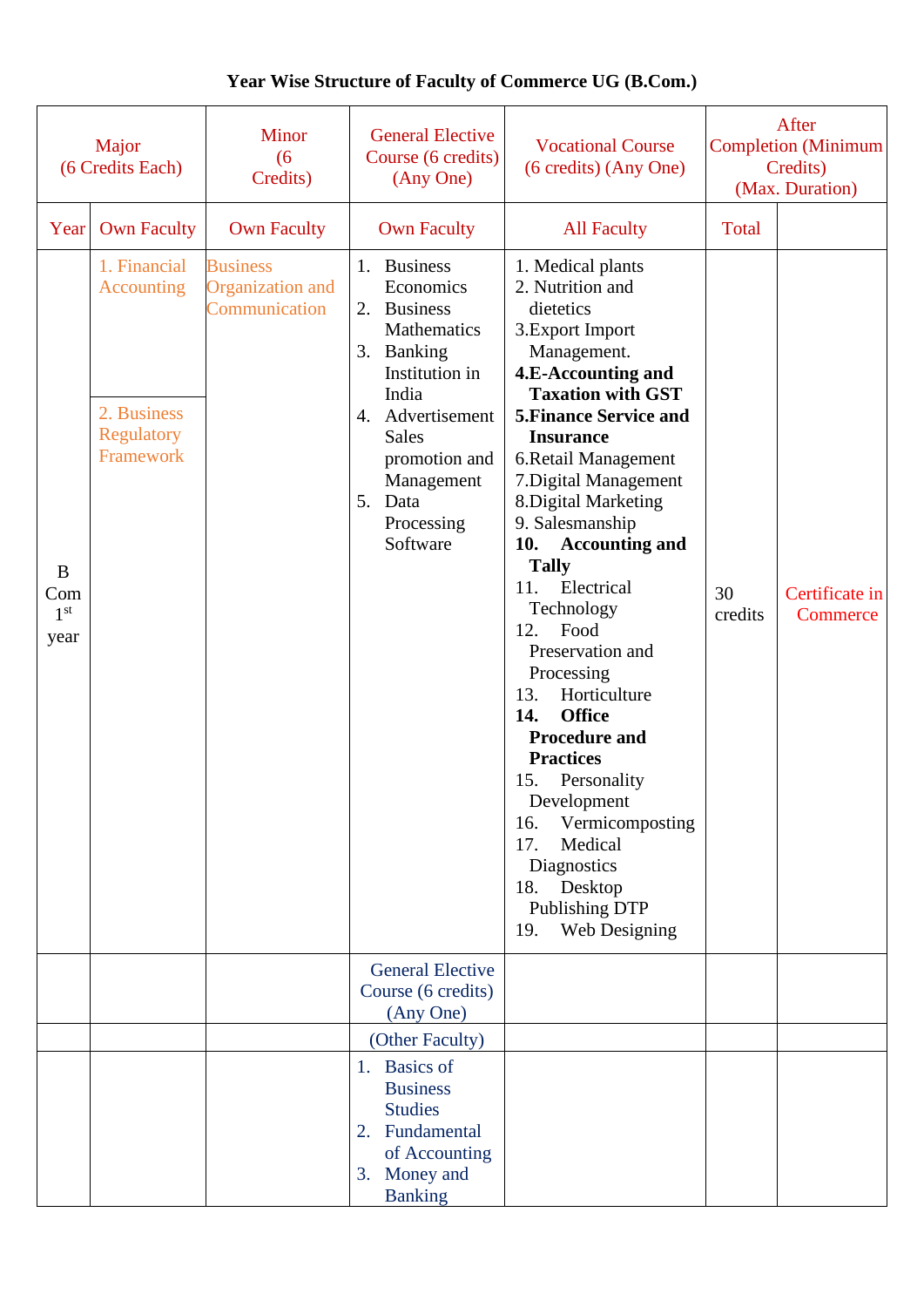**Year Wise Structure of Faculty of Commerce UG (B.Com.)**

| | Major (6 Credits Each) | Minor (6 Credits) | General Elective Course (6 credits) (Any One) | Vocational Course (6 credits) (Any One) | After Completion (Minimum Credits) (Max. Duration) | |
|---|---|---|---|---|---|---|
| Year | Own Faculty | Own Faculty | Own Faculty | All Faculty | Total | |
| B Com 1st year | 1. Financial Accounting<br>2. Business Regulatory Framework | Business Organization and Communication | 1. Business Economics<br>2. Business Mathematics<br>3. Banking Institution in India<br>4. Advertisement Sales promotion and Management<br>5. Data Processing Software | 1. Medical plants<br>2. Nutrition and dietetics<br>3.Export Import Management.<br>**4.E-Accounting and Taxation with GST**<br>**5.Finance Service and Insurance**<br>6.Retail Management<br>7.Digital Management<br>8.Digital Marketing<br>9. Salesmanship<br>**10. Accounting and Tally**<br>11. Electrical Technology<br>12. Food Preservation and Processing<br>13. Horticulture<br>**14. Office Procedure and Practices**<br>15. Personality Development<br>16. Vermicomposting<br>17. Medical Diagnostics<br>18. Desktop Publishing DTP<br>19. Web Designing | 30 credits | Certificate in Commerce |
| | | | General Elective Course (6 credits) (Any One) | | | |
| | | | (Other Faculty) | | | |
| | | | 1. Basics of Business Studies<br>2. Fundamental of Accounting<br>3. Money and Banking | | | |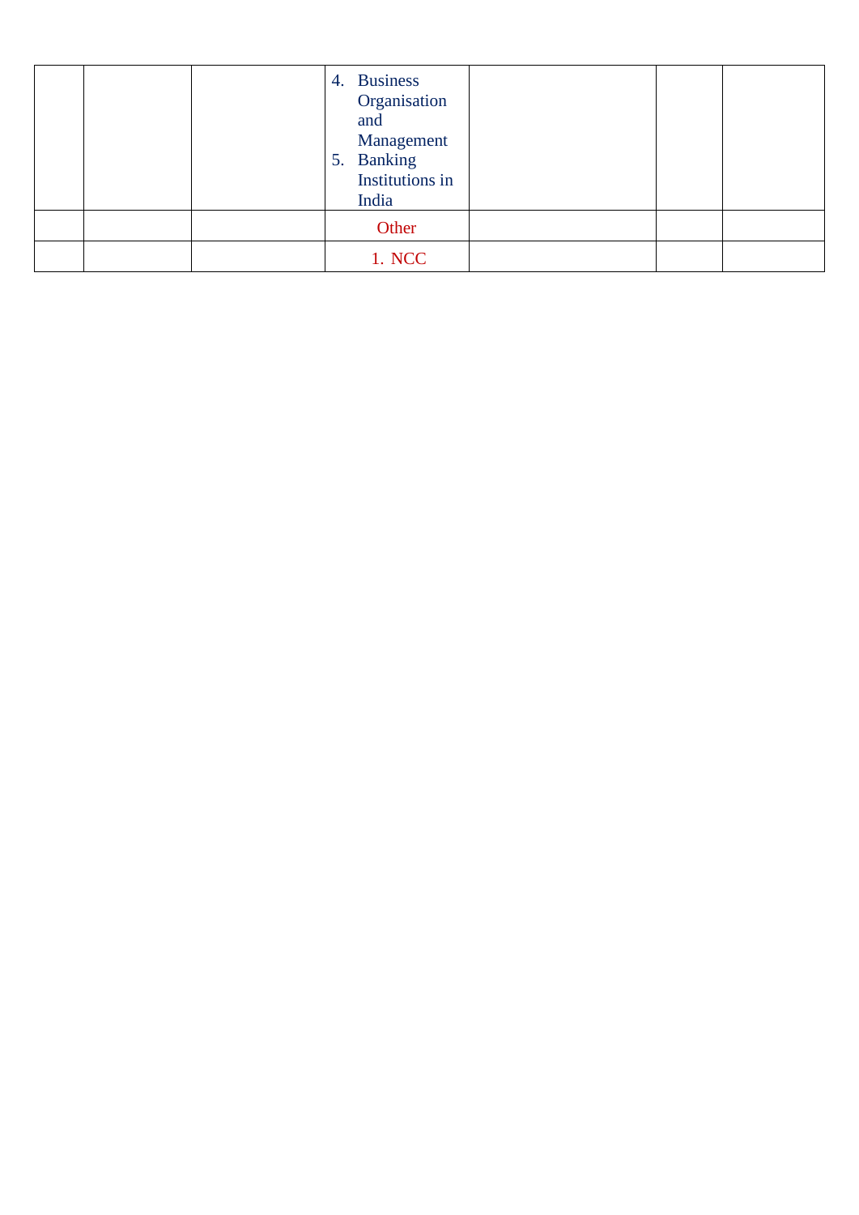| | | | | | | |
|---|---|---|---|---|---|---|
| | | | 4. Business Organisation and Management<br>5. Banking Institutions in India | | | |
| | | | Other | | | |
| | | | 1. NCC | | | |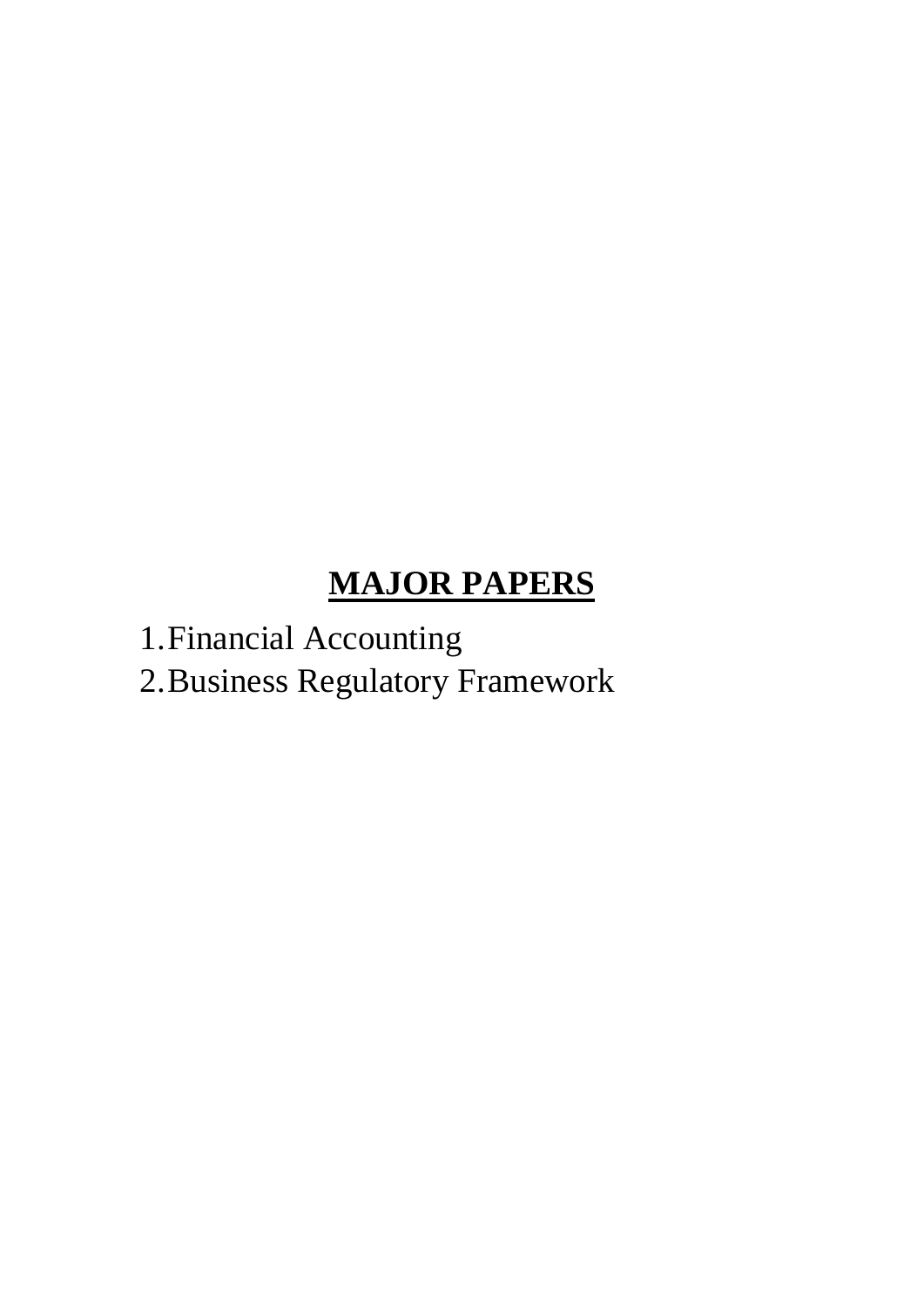# MAJOR PAPERS

1. Financial Accounting
2. Business Regulatory Framework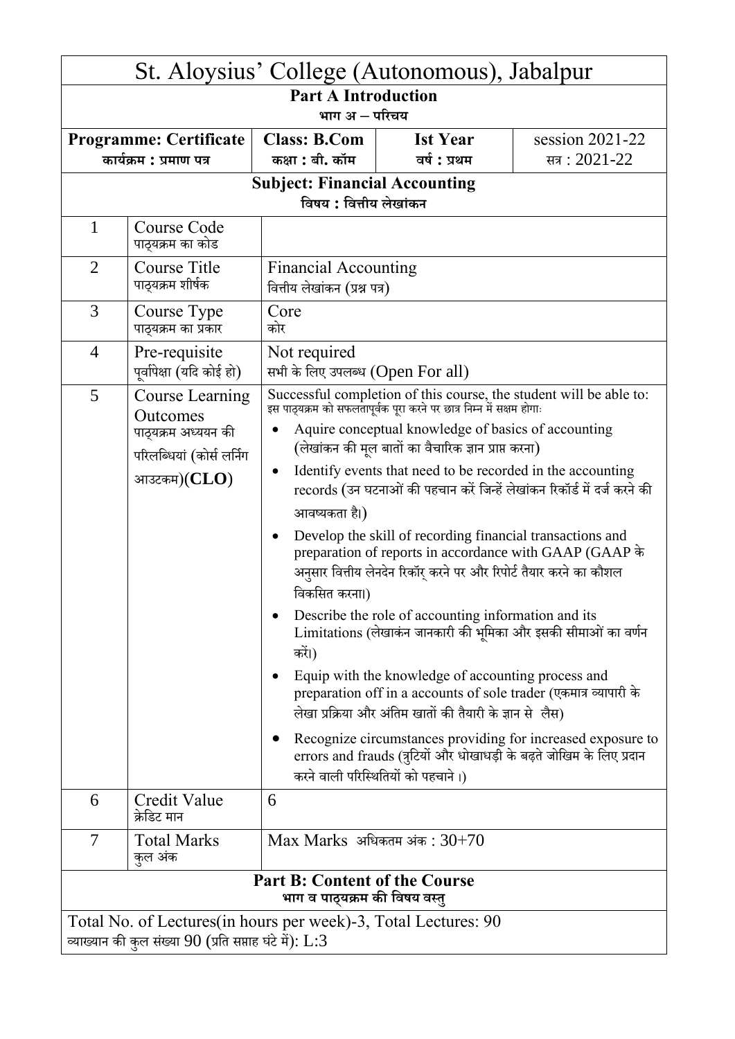# St. Aloysius' College (Autonomous), Jabalpur

## Part A Introduction
भाग अ – परिचय

| **Programme: Certificate** कार्यक्रम : प्रमाण पत्र | **Class: B.Com** कक्षा : बी. कॉम | **Ist Year** वर्ष : प्रथम | session 2021-22 सत्र : 2021-22 |
|---|---|---|---|

### Subject: Financial Accounting
विषय : वित्तीय लेखांकन

| | | |
|---|---|---|
| 1 | Course Code पाठ्यक्रम का कोड | |
| 2 | Course Title पाठ्यक्रम शीर्षक | Financial Accounting वित्तीय लेखांकन (प्रश्न पत्र) |
| 3 | Course Type पाठ्यक्रम का प्रकार | Core कोर |
| 4 | Pre-requisite पूर्वापेक्षा (यदि कोई हो) | Not required सभी के लिए उपलब्ध (Open For all) |
| 5 | Course Learning Outcomes पाठ्यक्रम अध्ययन की परिलब्धियां (कोर्स लर्निंग आउटकम)(**CLO**) | Successful completion of this course, the student will be able to: इस पाठ्यक्रम को सफलतापूर्वक पूरा करने पर छात्र निम्न में सक्षम होगाः<br>• Aquire conceptual knowledge of basics of accounting (लेखांकन की मूल बातों का वैचारिक ज्ञान प्राप्त करना)<br>• Identify events that need to be recorded in the accounting records (उन घटनाओं की पहचान करें जिन्हें लेखांकन रिकॉर्ड में दर्ज करने की आवष्यकता है।)<br>• Develop the skill of recording financial transactions and preparation of reports in accordance with GAAP (GAAP के अनुसार वित्तीय लेनदेन रिकॉर् करने पर और रिपोर्ट तैयार करने का कौशल विकसित करना।)<br>• Describe the role of accounting information and its Limitations (लेखाकंन जानकारी की भूमिका और इसकी सीमाओं का वर्णन करें।)<br>• Equip with the knowledge of accounting process and preparation off in a accounts of sole trader (एकमात्र व्यापारी के लेखा प्रक्रिया और अंतिम खातों की तैयारी के ज्ञान से लैस)<br>• Recognize circumstances providing for increased exposure to errors and frauds (त्रुटियों और धोखाधड़ी के बढ़ते जोखिम के लिए प्रदान करने वाली परिस्थितियों को पहचाने ।) |
| 6 | Credit Value क्रेडिट मान | 6 |
| 7 | Total Marks कुल अंक | Max Marks अधिकतम अंक : 30+70 |

## Part B: Content of the Course
भाग व पाठ्यक्रम की विषय वस्तु

Total No. of Lectures(in hours per week)-3, Total Lectures: 90
व्याख्यान की कुल संख्या 90 (प्रति सप्ताह घंटे में): L:3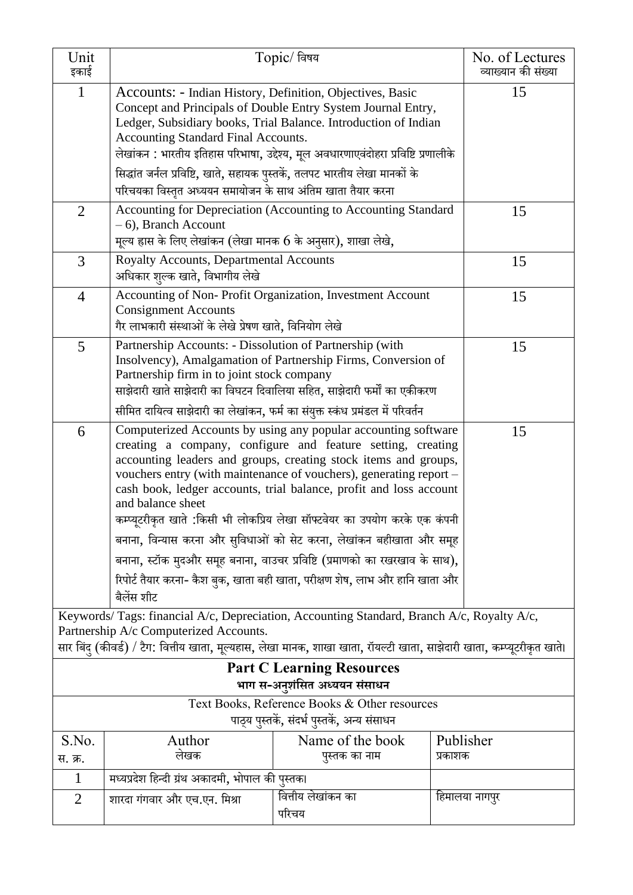| Unit इकाई | Topic/ विषय | No. of Lectures व्याख्यान की संख्या |
|---|---|---|
| 1 | Accounts: - Indian History, Definition, Objectives, Basic Concept and Principals of Double Entry System Journal Entry, Ledger, Subsidiary books, Trial Balance. Introduction of Indian Accounting Standard Final Accounts. लेखांकन : भारतीय इतिहास परिभाषा, उद्देश्य, मूल अवधारणाएवंदोहरा प्रविष्टि प्रणालीके सिद्धांत जर्नल प्रविष्टि, खाते, सहायक पुस्तकें, तलपट भारतीय लेखा मानकों के परिचयका विस्तृत अध्ययन समायोजन के साथ अंतिम खाता तैयार करना | 15 |
| 2 | Accounting for Depreciation (Accounting to Accounting Standard – 6), Branch Account मूल्य ह्रास के लिए लेखांकन (लेखा मानक 6 के अनुसार), शाखा लेखे, | 15 |
| 3 | Royalty Accounts, Departmental Accounts अधिकार शुल्क खाते, विभागीय लेखे | 15 |
| 4 | Accounting of Non- Profit Organization, Investment Account Consignment Accounts गैर लाभकारी संस्थाओं के लेखे प्रेषण खाते, विनियोग लेखे | 15 |
| 5 | Partnership Accounts: - Dissolution of Partnership (with Insolvency), Amalgamation of Partnership Firms, Conversion of Partnership firm in to joint stock company साझेदारी खाते साझेदारी का विघटन दिवालिया सहित, साझेदारी फर्मो का एकीकरण सीमित दायित्व साझेदारी का लेखांकन, फर्म का संयुक्त स्कंध प्रमंडल में परिवर्तन | 15 |
| 6 | Computerized Accounts by using any popular accounting software creating a company, configure and feature setting, creating accounting leaders and groups, creating stock items and groups, vouchers entry (with maintenance of vouchers), generating report – cash book, ledger accounts, trial balance, profit and loss account and balance sheet कम्प्यूटरीकृत खाते :किसी भी लोकप्रिय लेखा सॉफ्टवेयर का उपयोग करके एक कंपनी बनाना, विन्यास करना और सुविधाओं को सेट करना, लेखांकन बहीखाता और समूह बनाना, स्टॉक मुदऔर समूह बनाना, वाउचर प्रविष्टि (प्रमाणको का रखरखाव के साथ), रिपोर्ट तैयार करना- कैश बुक, खाता बही खाता, परीक्षण शेष, लाभ और हानि खाता और बैलेंस शीट | 15 |

Keywords/ Tags: financial A/c, Depreciation, Accounting Standard, Branch A/c, Royalty A/c, Partnership A/c Computerized Accounts.
सार बिंदु (कीवर्ड) / टैग: वित्तीय खाता, मूल्यह्रास, लेखा मानक, शाखा खाता, रॉयल्टी खाता, साझेदारी खाता, कम्प्यूटरीकृत खाते।

## Part C Learning Resources
### भाग स-अनुशंसित अध्ययन संसाधन

Text Books, Reference Books & Other resources
पाठ्य पुस्तकें, संदर्भ पुस्तकें, अन्य संसाधन

| S.No. स. क्र. | Author लेखक | Name of the book पुस्तक का नाम | Publisher प्रकाशक |
|---|---|---|---|
| 1 | मध्यप्रदेश हिन्दी ग्रंथ अकादमी, भोपाल की पुस्तक। | | |
| 2 | शारदा गंगवार और एच.एन. मिश्रा | वित्तीय लेखांकन का परिचय | हिमालया नागपुर |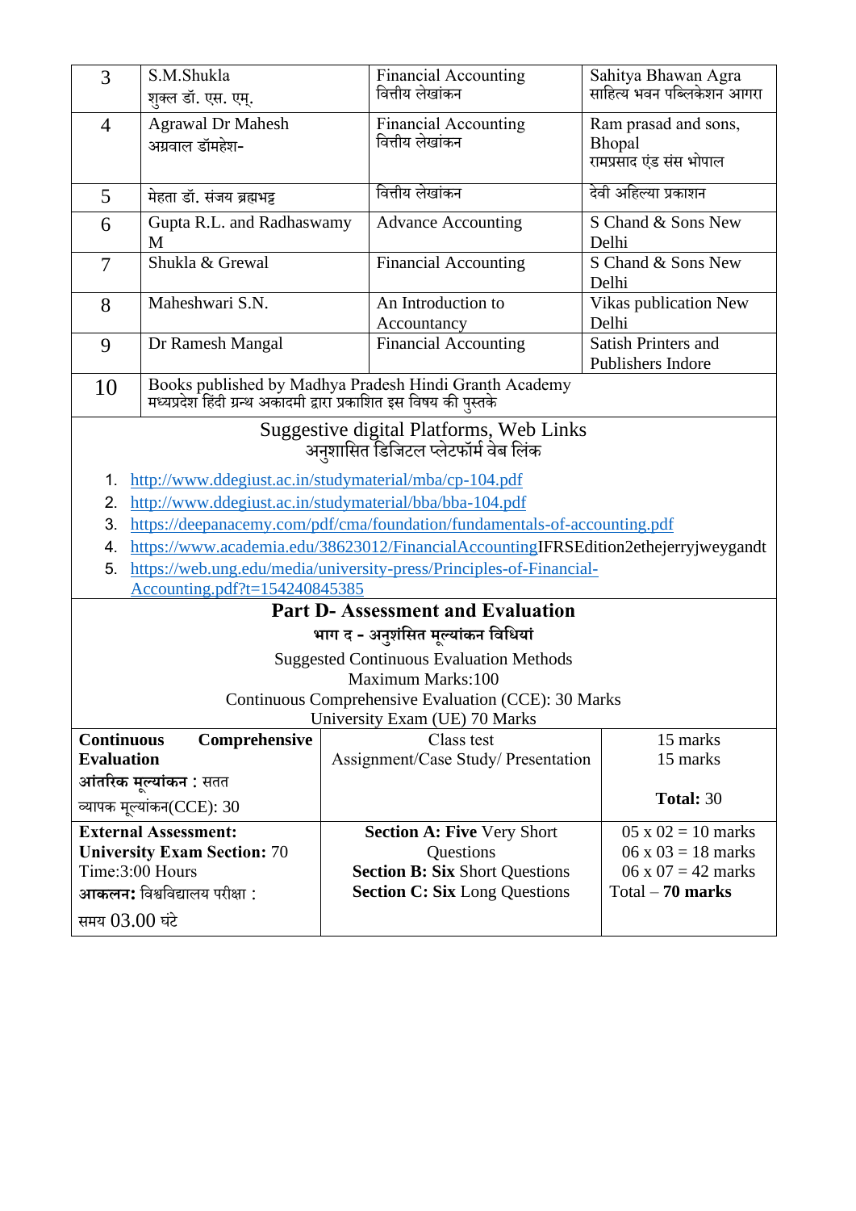| 3 | S.M.Shukla<br>शुक्ल डॉ. एस. एम्. | Financial Accounting<br>वित्तीय लेखांकन | Sahitya Bhawan Agra<br>साहित्य भवन पब्लिकेशन आगरा |
|---|---|---|---|
| 4 | Agrawal Dr Mahesh<br>अग्रवाल डॉमहेश- | Financial Accounting<br>वित्तीय लेखांकन | Ram prasad and sons, Bhopal<br>रामप्रसाद एंड संस भोपाल |
| 5 | मेहता डॉ. संजय ब्रह्मभट्ट | वित्तीय लेखांकन | देवी अहिल्या प्रकाशन |
| 6 | Gupta R.L. and Radhaswamy M | Advance Accounting | S Chand & Sons New Delhi |
| 7 | Shukla & Grewal | Financial Accounting | S Chand & Sons New Delhi |
| 8 | Maheshwari S.N. | An Introduction to Accountancy | Vikas publication New Delhi |
| 9 | Dr Ramesh Mangal | Financial Accounting | Satish Printers and Publishers Indore |
| 10 | Books published by Madhya Pradesh Hindi Granth Academy<br>मध्यप्रदेश हिंदी ग्रन्थ अकादमी द्वारा प्रकाशित इस विषय की पुस्तके | | |

## Suggestive digital Platforms, Web Links
## अनुशासित डिजिटल प्लेटफॉर्म वेब लिंक

1. http://www.ddegiust.ac.in/studymaterial/mba/cp-104.pdf
2. http://www.ddegiust.ac.in/studymaterial/bba/bba-104.pdf
3. https://deepanacemy.com/pdf/cma/foundation/fundamentals-of-accounting.pdf
4. https://www.academia.edu/38623012/FinancialAccountingIFRSEdition2ethejerryjweygandt
5. https://web.ung.edu/media/university-press/Principles-of-Financial-Accounting.pdf?t=154240845385

## Part D- Assessment and Evaluation
## भाग द - अनुशंसित मूल्यांकन विधियां

Suggested Continuous Evaluation Methods
Maximum Marks:100
Continuous Comprehensive Evaluation (CCE): 30 Marks
University Exam (UE) 70 Marks

| **Continuous Comprehensive Evaluation**<br>**आंतरिक मूल्यांकन :** सतत व्यापक मूल्यांकन(CCE): 30 | Class test<br>Assignment/Case Study/ Presentation | 15 marks<br>15 marks<br>**Total:** 30 |
|---|---|---|
| **External Assessment:**<br>**University Exam Section:** 70<br>Time:3:00 Hours<br>**आकलन:** विश्वविद्यालय परीक्षा :<br>समय 03.00 घंटे | **Section A: Five** Very Short Questions<br>**Section B: Six** Short Questions<br>**Section C: Six** Long Questions | 05 x 02 = 10 marks<br>06 x 03 = 18 marks<br>06 x 07 = 42 marks<br>Total – **70 marks** |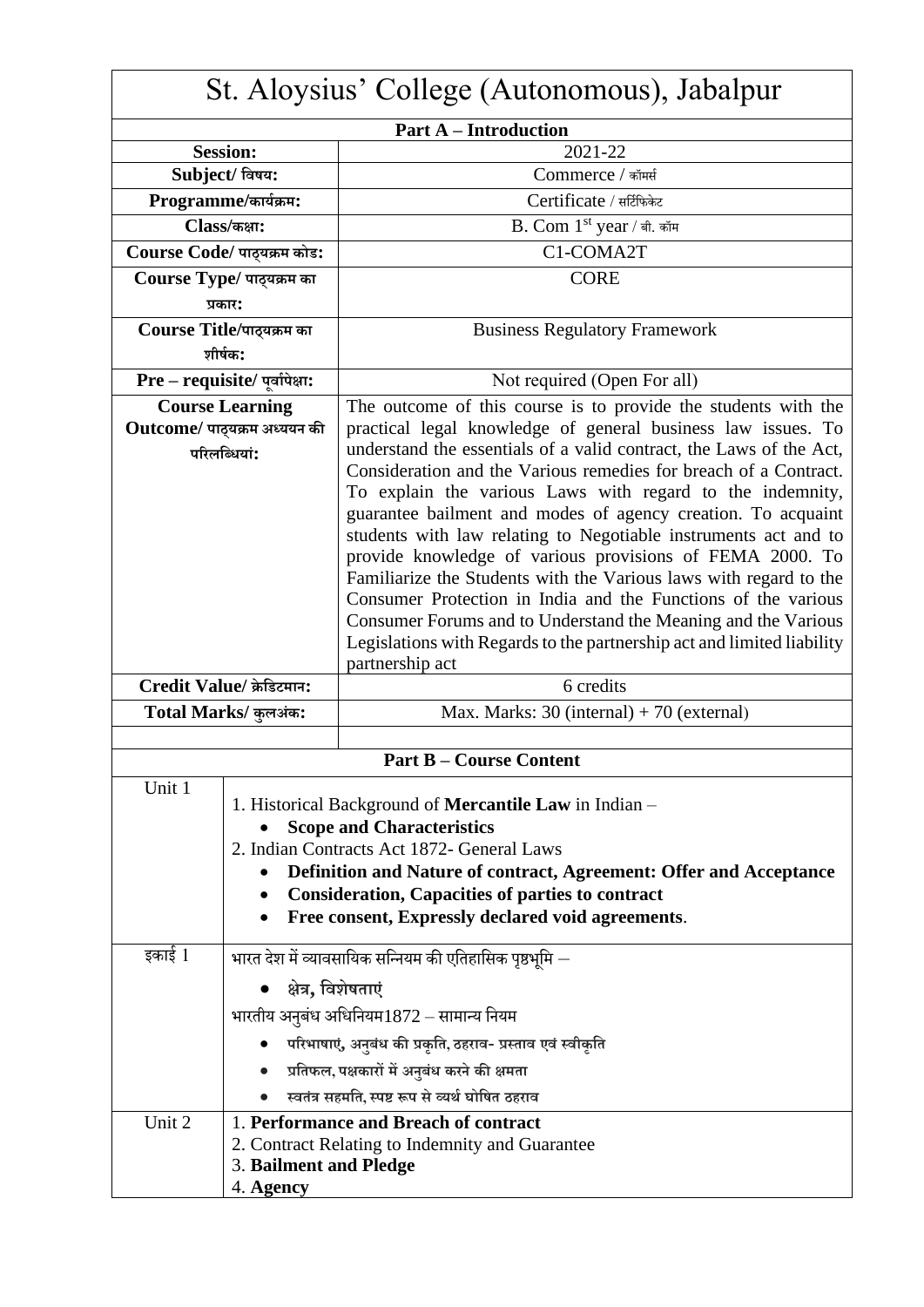# St. Aloysius' College (Autonomous), Jabalpur

| **Part A – Introduction** | |
|---|---|
| **Session:** | 2021-22 |
| **Subject/ विषय:** | Commerce / कॉमर्स |
| **Programme/कार्यक्रम:** | Certificate / सर्टिफिकेट |
| **Class/कक्षा:** | B. Com 1st year / बी. कॉम |
| **Course Code/ पाठ्यक्रम कोड:** | C1-COMA2T |
| **Course Type/ पाठ्यक्रम का प्रकार:** | CORE |
| **Course Title/पाठ्यक्रम का शीर्षक:** | Business Regulatory Framework |
| **Pre – requisite/ पूर्वापेक्षा:** | Not required (Open For all) |
| **Course Learning Outcome/ पाठ्यक्रम अध्ययन की परिलब्धियां:** | The outcome of this course is to provide the students with the practical legal knowledge of general business law issues. To understand the essentials of a valid contract, the Laws of the Act, Consideration and the Various remedies for breach of a Contract. To explain the various Laws with regard to the indemnity, guarantee bailment and modes of agency creation. To acquaint students with law relating to Negotiable instruments act and to provide knowledge of various provisions of FEMA 2000. To Familiarize the Students with the Various laws with regard to the Consumer Protection in India and the Functions of the various Consumer Forums and to Understand the Meaning and the Various Legislations with Regards to the partnership act and limited liability partnership act |
| **Credit Value/ क्रेडिटमान:** | 6 credits |
| **Total Marks/ कुलअंक:** | Max. Marks: 30 (internal) + 70 (external) |
| | |

| **Part B – Course Content** | |
|---|---|
| Unit 1 | 1. Historical Background of **Mercantile Law** in Indian –<br>• **Scope and Characteristics**<br>2. Indian Contracts Act 1872- General Laws<br>• **Definition and Nature of contract, Agreement: Offer and Acceptance**<br>• **Consideration, Capacities of parties to contract**<br>• **Free consent, Expressly declared void agreements**. |
| इकाई 1 | भारत देश में व्यावसायिक सन्नियम की एतिहासिक पृष्ठभूमि –<br>• क्षेत्र, विशेषताएं<br>भारतीय अनुबंध अधिनियम1872 – सामान्य नियम<br>• परिभाषाएं, अनुबंध की प्रकृति, ठहराव- प्रस्ताव एवं स्वीकृति<br>• प्रतिफल, पक्षकारों में अनुबंध करने की क्षमता<br>• स्वतंत्र सहमति, स्पष्ट रूप से व्यर्थ घोषित ठहराव |
| Unit 2 | 1. **Performance and Breach of contract**<br>2. Contract Relating to Indemnity and Guarantee<br>3. **Bailment and Pledge**<br>4. **Agency** |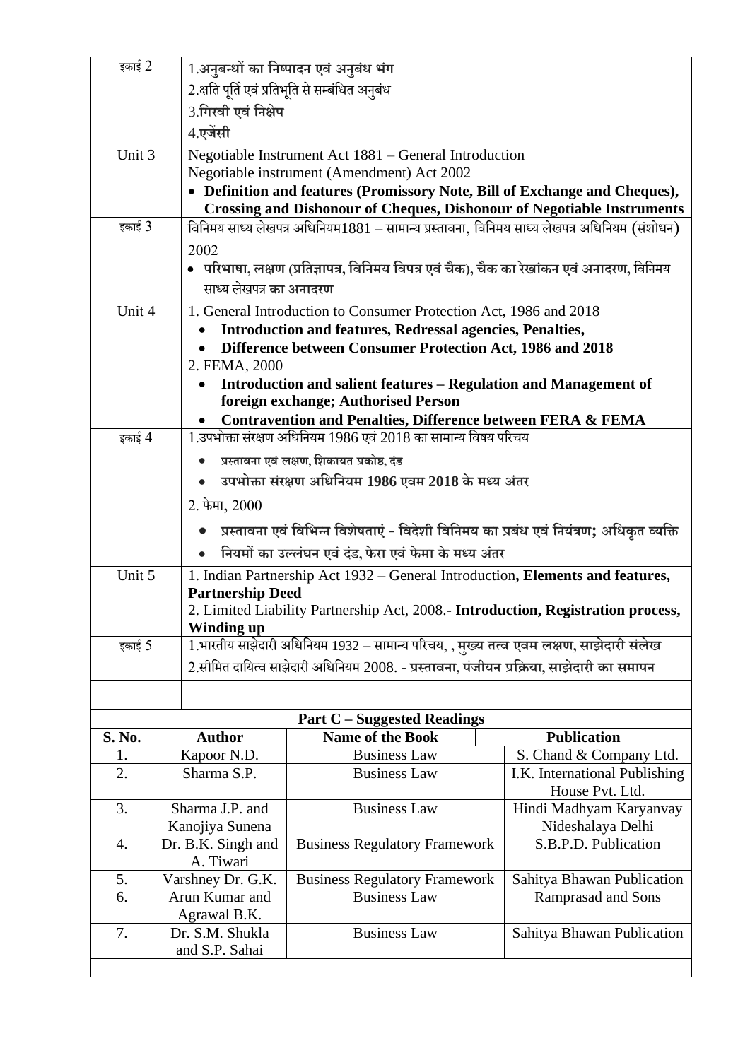| | |
|---|---|
| इकाई 2 | 1.**अनुबन्धों का निष्पादन एवं अनुबंध भंग**<br>2.क्षति पूर्ति एवं प्रतिभूति से सम्बंधित अनुबंध<br>3.**गिरवी एवं निक्षेप**<br>4.**एजेंसी** |
| Unit 3 | Negotiable Instrument Act 1881 – General Introduction<br>Negotiable instrument (Amendment) Act 2002<br>• **Definition and features (Promissory Note, Bill of Exchange and Cheques), Crossing and Dishonour of Cheques, Dishonour of Negotiable Instruments** |
| इकाई 3 | विनिमय साध्य लेखपत्र अधिनियम1881 – सामान्य प्रस्तावना, विनिमय साध्य लेखपत्र अधिनियम (संशोधन) 2002<br>• **परिभाषा, लक्षण (प्रतिज्ञापत्र, विनिमय विपत्र एवं चैक), चैक का रेखांकन एवं अनादरण**, विनिमय साध्य लेखपत्र **का अनादरण** |
| Unit 4 | 1. General Introduction to Consumer Protection Act, 1986 and 2018<br>• **Introduction and features, Redressal agencies, Penalties,**<br>• **Difference between Consumer Protection Act, 1986 and 2018**<br>2. FEMA, 2000<br>• **Introduction and salient features – Regulation and Management of foreign exchange; Authorised Person**<br>• **Contravention and Penalties, Difference between FERA & FEMA** |
| इकाई 4 | 1.उपभोक्ता संरक्षण अधिनियम 1986 एवं 2018 का सामान्य विषय परिचय<br>• प्रस्तावना एवं लक्षण, शिकायत प्रकोष्ठ, दंड<br>• **उपभोक्ता संरक्षण अधिनियम 1986 एवम 2018 के मध्य अंतर**<br>2. फेमा, 2000<br>• **प्रस्तावना एवं विभिन्न विशेषताएं - विदेशी विनिमय का प्रबंध एवं नियंत्रण; अधिकृत व्यक्ति**<br>• **नियमों का उल्लंघन एवं दंड, फेरा एवं फेमा के मध्य अंतर** |
| Unit 5 | 1. Indian Partnership Act 1932 – General Introduction**, Elements and features, Partnership Deed**<br>2. Limited Liability Partnership Act, 2008.- **Introduction, Registration process, Winding up** |
| इकाई 5 | 1.भारतीय साझेदारी अधिनियम 1932 – सामान्य परिचय, , **मुख्य तत्व एवम लक्षण, साझेदारी संलेख**<br>2.सीमित दायित्व साझेदारी अधिनियम 2008. - **प्रस्तावना, पंजीयन प्रक्रिया, साझेदारी का समापन** |

**Part C – Suggested Readings**

| S. No. | Author | Name of the Book | Publication |
|---|---|---|---|
| 1. | Kapoor N.D. | Business Law | S. Chand & Company Ltd. |
| 2. | Sharma S.P. | Business Law | I.K. International Publishing House Pvt. Ltd. |
| 3. | Sharma J.P. and Kanojiya Sunena | Business Law | Hindi Madhyam Karyanvay Nideshalaya Delhi |
| 4. | Dr. B.K. Singh and A. Tiwari | Business Regulatory Framework | S.B.P.D. Publication |
| 5. | Varshney Dr. G.K. | Business Regulatory Framework | Sahitya Bhawan Publication |
| 6. | Arun Kumar and Agrawal B.K. | Business Law | Ramprasad and Sons |
| 7. | Dr. S.M. Shukla and S.P. Sahai | Business Law | Sahitya Bhawan Publication |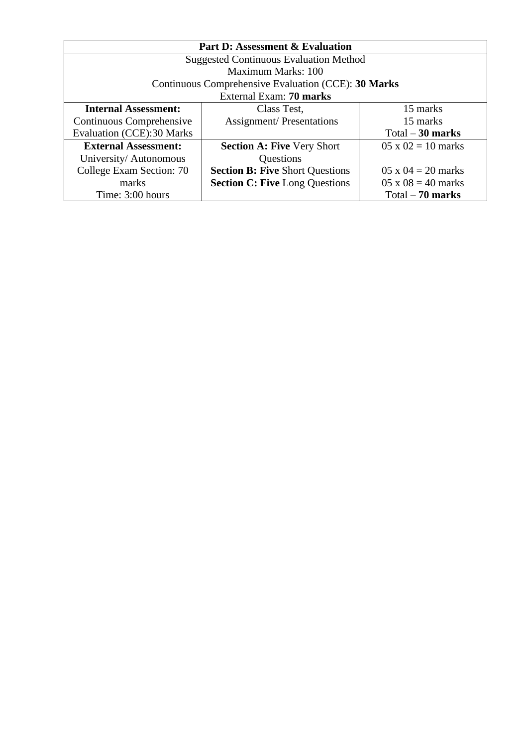| **Part D: Assessment & Evaluation** | | |
|---|---|---|
| Suggested Continuous Evaluation Method<br>Maximum Marks: 100<br>Continuous Comprehensive Evaluation (CCE): **30 Marks**<br>External Exam: **70 marks** | | |
| **Internal Assessment:**<br>Continuous Comprehensive Evaluation (CCE):30 Marks | Class Test,<br>Assignment/ Presentations | 15 marks<br>15 marks<br>Total – **30 marks** |
| **External Assessment:**<br>University/ Autonomous College Exam Section: 70 marks<br>Time: 3:00 hours | **Section A: Five** Very Short Questions<br>**Section B: Five** Short Questions<br>**Section C: Five** Long Questions | 05 x 02 = 10 marks<br>05 x 04 = 20 marks<br>05 x 08 = 40 marks<br>Total – **70 marks** |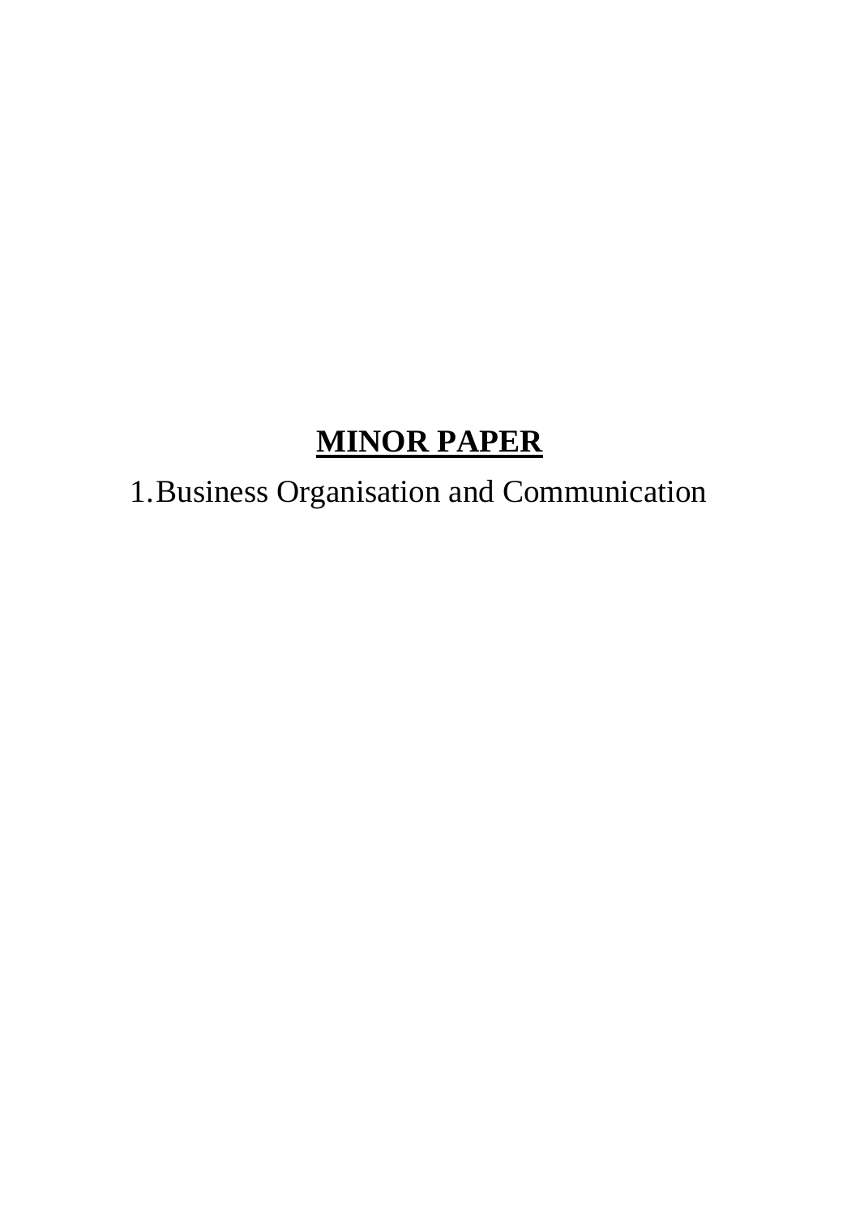# **MINOR PAPER**

1. Business Organisation and Communication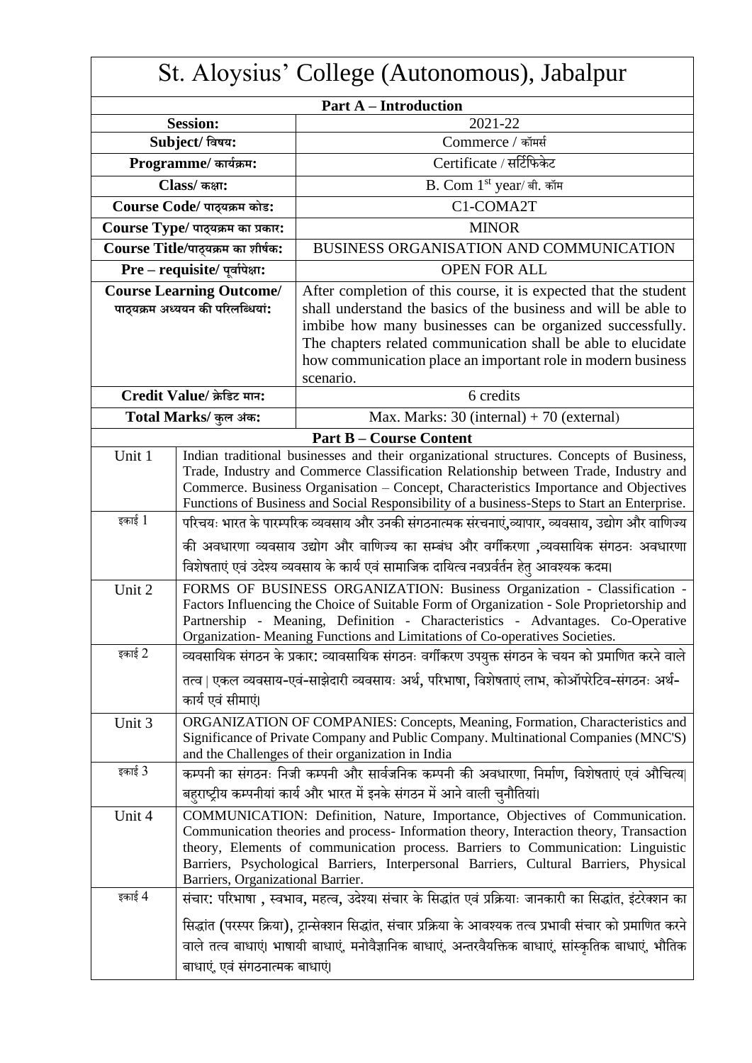# St. Aloysius' College (Autonomous), Jabalpur

| **Part A – Introduction** | |
|---|---|
| **Session:** | 2021-22 |
| **Subject/ विषय:** | Commerce / कॉमर्स |
| **Programme/ कार्यक्रम:** | Certificate / सर्टिफिकेट |
| **Class/ कक्षा:** | B. Com 1$^{st}$ year/ बी. कॉम |
| **Course Code/ पाठ्यक्रम कोड:** | C1-COMA2T |
| **Course Type/ पाठ्यक्रम का प्रकार:** | MINOR |
| **Course Title/पाठ्यक्रम का शीर्षक:** | BUSINESS ORGANISATION AND COMMUNICATION |
| **Pre – requisite/ पूर्वापेक्षा:** | OPEN FOR ALL |
| **Course Learning Outcome/ पाठ्यक्रम अध्ययन की परिलब्धियां:** | After completion of this course, it is expected that the student shall understand the basics of the business and will be able to imbibe how many businesses can be organized successfully. The chapters related communication shall be able to elucidate how communication place an important role in modern business scenario. |
| **Credit Value/ क्रेडिट मान:** | 6 credits |
| **Total Marks/ कुल अंक:** | Max. Marks: 30 (internal) + 70 (external) |

| **Part B – Course Content** | |
|---|---|
| Unit 1 | Indian traditional businesses and their organizational structures. Concepts of Business, Trade, Industry and Commerce Classification Relationship between Trade, Industry and Commerce. Business Organisation – Concept, Characteristics Importance and Objectives Functions of Business and Social Responsibility of a business-Steps to Start an Enterprise. |
| इकाई 1 | परिचयः भारत के पारम्परिक व्यवसाय और उनकी संगठनात्मक संरचनाएं,व्यापार, व्यवसाय, उद्योग और वाणिज्य की अवधारणा व्यवसाय उद्योग और वाणिज्य का सम्बंध और वर्गीकरण ,व्यवसायिक संगठनः अवधारणा विशेषताएं एवं उदेश्य व्यवसाय के कार्य एवं सामाजिक दायित्व नवप्रर्वतन हेतु आवश्यक कदम। |
| Unit 2 | FORMS OF BUSINESS ORGANIZATION: Business Organization - Classification - Factors Influencing the Choice of Suitable Form of Organization - Sole Proprietorship and Partnership - Meaning, Definition - Characteristics - Advantages. Co-Operative Organization- Meaning Functions and Limitations of Co-operatives Societies. |
| इकाई 2 | व्यवसायिक संगठन के प्रकार: व्यावसायिक संगठनः वर्गीकरण उपयुक्त संगठन के चयन को प्रमाणित करने वाले तत्व \| एकल व्यवसाय-एवं-साझेदारी व्यवसायः अर्थ, परिभाषा, विशेषताएं लाभ, कोऑपरेटिव-संगठनः अर्थ-कार्य एवं सीमाएं। |
| Unit 3 | ORGANIZATION OF COMPANIES: Concepts, Meaning, Formation, Characteristics and Significance of Private Company and Public Company. Multinational Companies (MNC'S) and the Challenges of their organization in India |
| इकाई 3 | कम्पनी का संगठनः निजी कम्पनी और सार्वजनिक कम्पनी की अवधारणा, निर्माण, विशेषताएं एवं औचित्य। बहुराष्ट्रीय कम्पनीयां कार्य और भारत में इनके संगठन में आने वाली चुनौतियां। |
| Unit 4 | COMMUNICATION: Definition, Nature, Importance, Objectives of Communication. Communication theories and process- Information theory, Interaction theory, Transaction theory, Elements of communication process. Barriers to Communication: Linguistic Barriers, Psychological Barriers, Interpersonal Barriers, Cultural Barriers, Physical Barriers, Organizational Barrier. |
| इकाई 4 | संचार: परिभाषा , स्वभाव, महत्व, उदेश्य। संचार के सिद्धांत एवं प्रक्रियाः जानकारी का सिद्धांत, इंटरेक्शन का सिद्धांत (परस्पर क्रिया), ट्रान्सेक्शन सिद्धांत, संचार प्रक्रिया के आवश्यक तत्व प्रभावी संचार को प्रमाणित करने वाले तत्व बाधाएं। भाषायी बाधाएं, मनोवैज्ञानिक बाधाएं, अन्तरवैयक्तिक बाधाएं, सांस्कृतिक बाधाएं, भौतिक बाधाएं, एवं संगठनात्मक बाधाएं। |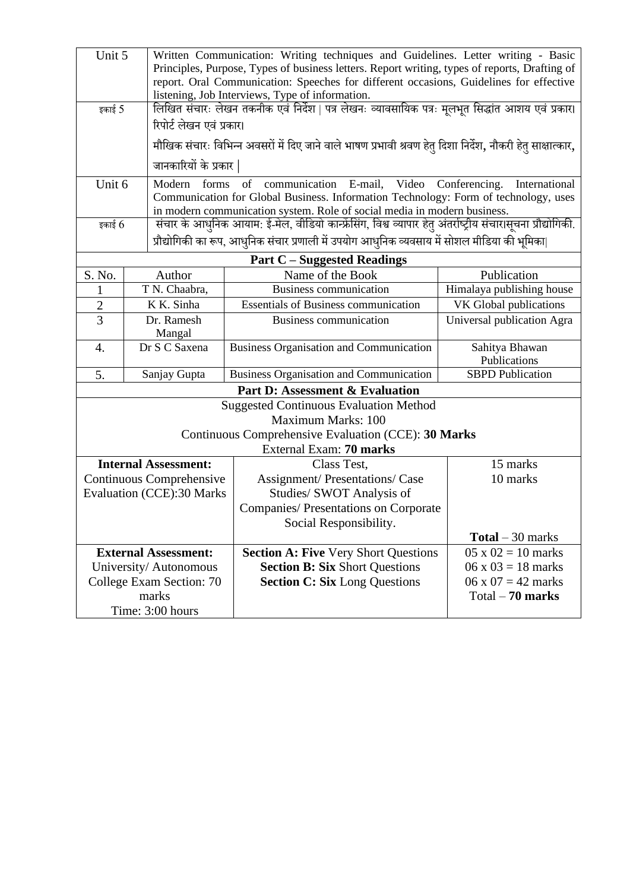| | |
|---|---|
| Unit 5 | Written Communication: Writing techniques and Guidelines. Letter writing - Basic Principles, Purpose, Types of business letters. Report writing, types of reports, Drafting of report. Oral Communication: Speeches for different occasions, Guidelines for effective listening, Job Interviews, Type of information. |
| इकाई 5 | लिखित संचारः लेखन तकनीक एवं निर्देश \| पत्र लेखनः व्यावसायिक पत्रः मूलभूत सिद्धांत आशय एवं प्रकार। रिपोर्ट लेखन एवं प्रकार। मौखिक संचारः विभिन्न अवसरों में दिए जाने वाले भाषण प्रभावी श्रवण हेतु दिशा निर्देश, नौकरी हेतु साक्षात्कार, जानकारियों के प्रकार \| |
| Unit 6 | Modern forms of communication E-mail, Video Conferencing. International Communication for Global Business. Information Technology: Form of technology, uses in modern communication system. Role of social media in modern business. |
| इकाई 6 | संचार के आधुनिक आयाम: ई-मेल, वीडियो कान्फ्रेंसिंग, विश्व व्यापार हेतु अंतर्राष्ट्रीय संचारासूचना प्रौद्योगिकी. प्रौद्योगिकी का रूप, आधुनिक संचार प्रणाली में उपयोग आधुनिक व्यवसाय में सोशल मीडिया की भूमिका। |

## Part C – Suggested Readings

| S. No. | Author | Name of the Book | Publication |
|---|---|---|---|
| 1 | T N. Chaabra, | Business communication | Himalaya publishing house |
| 2 | K K. Sinha | Essentials of Business communication | VK Global publications |
| 3 | Dr. Ramesh Mangal | Business communication | Universal publication Agra |
| 4. | Dr S C Saxena | Business Organisation and Communication | Sahitya Bhawan Publications |
| 5. | Sanjay Gupta | Business Organisation and Communication | SBPD Publication |

## Part D: Assessment & Evaluation

Suggested Continuous Evaluation Method

Maximum Marks: 100

Continuous Comprehensive Evaluation (CCE): **30 Marks**

External Exam: **70 marks**

| | | |
|---|---|---|
| **Internal Assessment:** Continuous Comprehensive Evaluation (CCE):30 Marks | Class Test, Assignment/ Presentations/ Case Studies/ SWOT Analysis of Companies/ Presentations on Corporate Social Responsibility. | 15 marks 10 marks **Total** – 30 marks |
| **External Assessment:** University/ Autonomous College Exam Section: 70 marks Time: 3:00 hours | **Section A: Five** Very Short Questions **Section B: Six** Short Questions **Section C: Six** Long Questions | 05 x 02 = 10 marks 06 x 03 = 18 marks 06 x 07 = 42 marks Total – **70 marks** |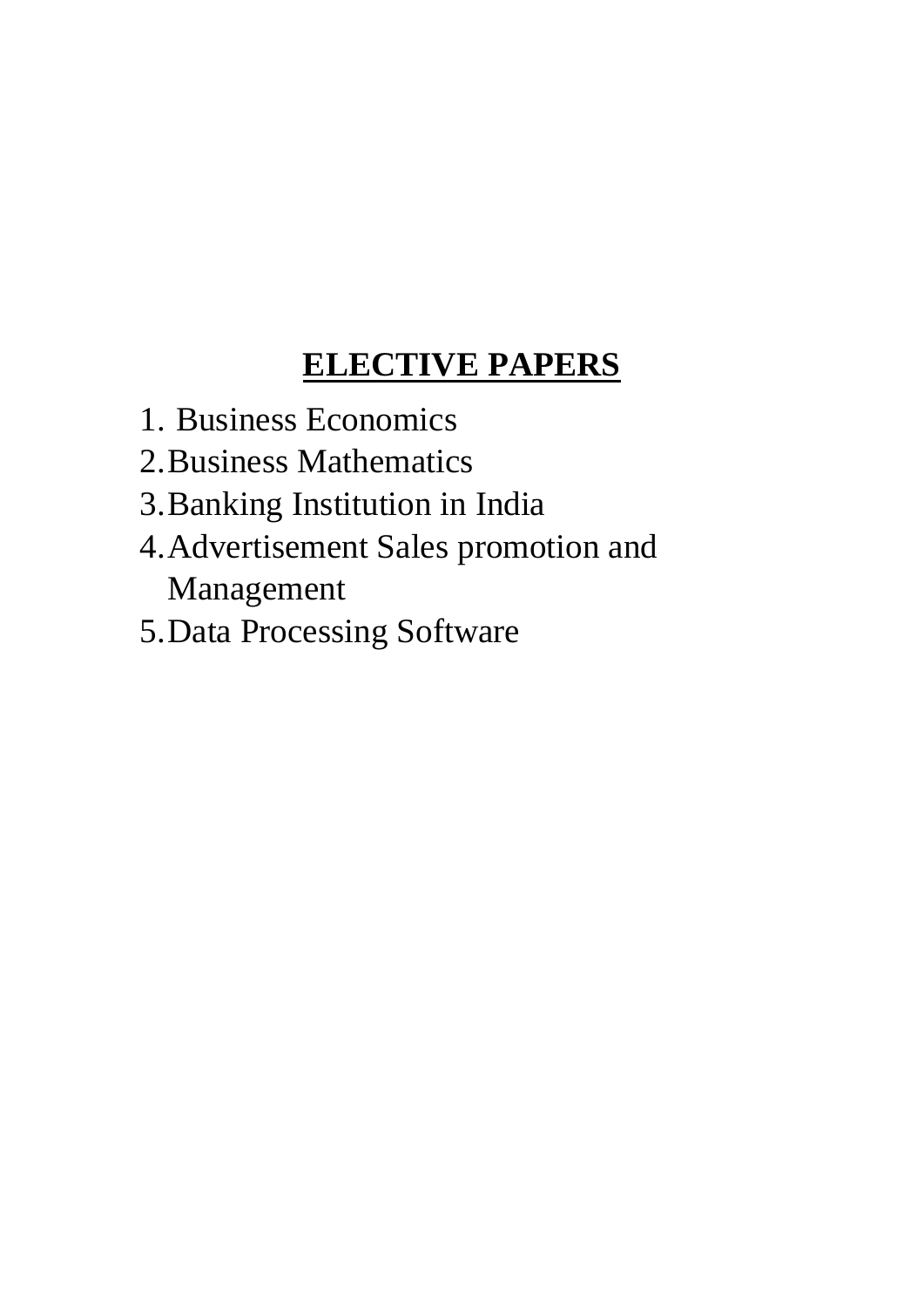# **ELECTIVE PAPERS**

1. Business Economics
2. Business Mathematics
3. Banking Institution in India
4. Advertisement Sales promotion and Management
5. Data Processing Software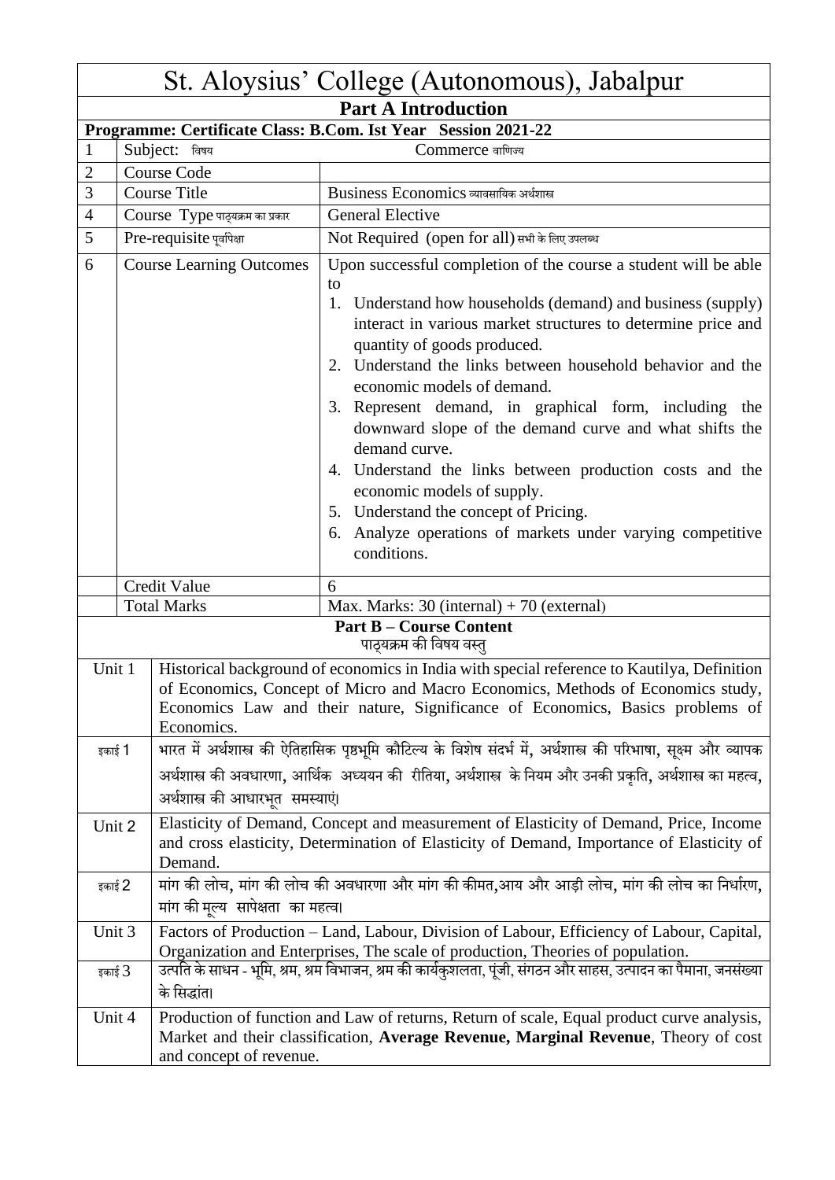# St. Aloysius' College (Autonomous), Jabalpur

## Part A Introduction

**Programme: Certificate Class: B.Com. Ist Year Session 2021-22**

| | | |
|---|---|---|
| 1 | Subject: विषय | Commerce वाणिज्य |
| 2 | Course Code | |
| 3 | Course Title | Business Economics व्यावसायिक अर्थशास्त्र |
| 4 | Course Type पाठ्यक्रम का प्रकार | General Elective |
| 5 | Pre-requisite पूर्वापेक्षा | Not Required (open for all) सभी के लिए उपलब्ध |
| 6 | Course Learning Outcomes | Upon successful completion of the course a student will be able to<br>1. Understand how households (demand) and business (supply) interact in various market structures to determine price and quantity of goods produced.<br>2. Understand the links between household behavior and the economic models of demand.<br>3. Represent demand, in graphical form, including the downward slope of the demand curve and what shifts the demand curve.<br>4. Understand the links between production costs and the economic models of supply.<br>5. Understand the concept of Pricing.<br>6. Analyze operations of markets under varying competitive conditions. |
| | Credit Value | 6 |
| | Total Marks | Max. Marks: 30 (internal) + 70 (external) |

## Part B – Course Content

पाठ्यक्रम की विषय वस्तु

| | |
|---|---|
| Unit 1 | Historical background of economics in India with special reference to Kautilya, Definition of Economics, Concept of Micro and Macro Economics, Methods of Economics study, Economics Law and their nature, Significance of Economics, Basics problems of Economics. |
| इकाई 1 | भारत में अर्थशास्त्र की ऐतिहासिक पृष्ठभूमि कौटिल्य के विशेष संदर्भ में, अर्थशास्त्र की परिभाषा, सूक्ष्म और व्यापक अर्थशास्त्र की अवधारणा, आर्थिक अध्ययन की रीतिया, अर्थशास्त्र के नियम और उनकी प्रकृति, अर्थशास्त्र का महत्व, अर्थशास्त्र की आधारभूत समस्याएं। |
| Unit 2 | Elasticity of Demand, Concept and measurement of Elasticity of Demand, Price, Income and cross elasticity, Determination of Elasticity of Demand, Importance of Elasticity of Demand. |
| इकाई 2 | मांग की लोच, मांग की लोच की अवधारणा और मांग की कीमत,आय और आड़ी लोच, मांग की लोच का निर्धारण, मांग की मूल्य सापेक्षता का महत्व। |
| Unit 3 | Factors of Production – Land, Labour, Division of Labour, Efficiency of Labour, Capital, Organization and Enterprises, The scale of production, Theories of population. |
| इकाई 3 | उत्पति के साधन - भूमि, श्रम, श्रम विभाजन, श्रम की कार्यकुशलता, पूंजी, संगठन और साहस, उत्पादन का पैमाना, जनसंख्या के सिद्धांत। |
| Unit 4 | Production of function and Law of returns, Return of scale, Equal product curve analysis, Market and their classification, **Average Revenue, Marginal Revenue**, Theory of cost and concept of revenue. |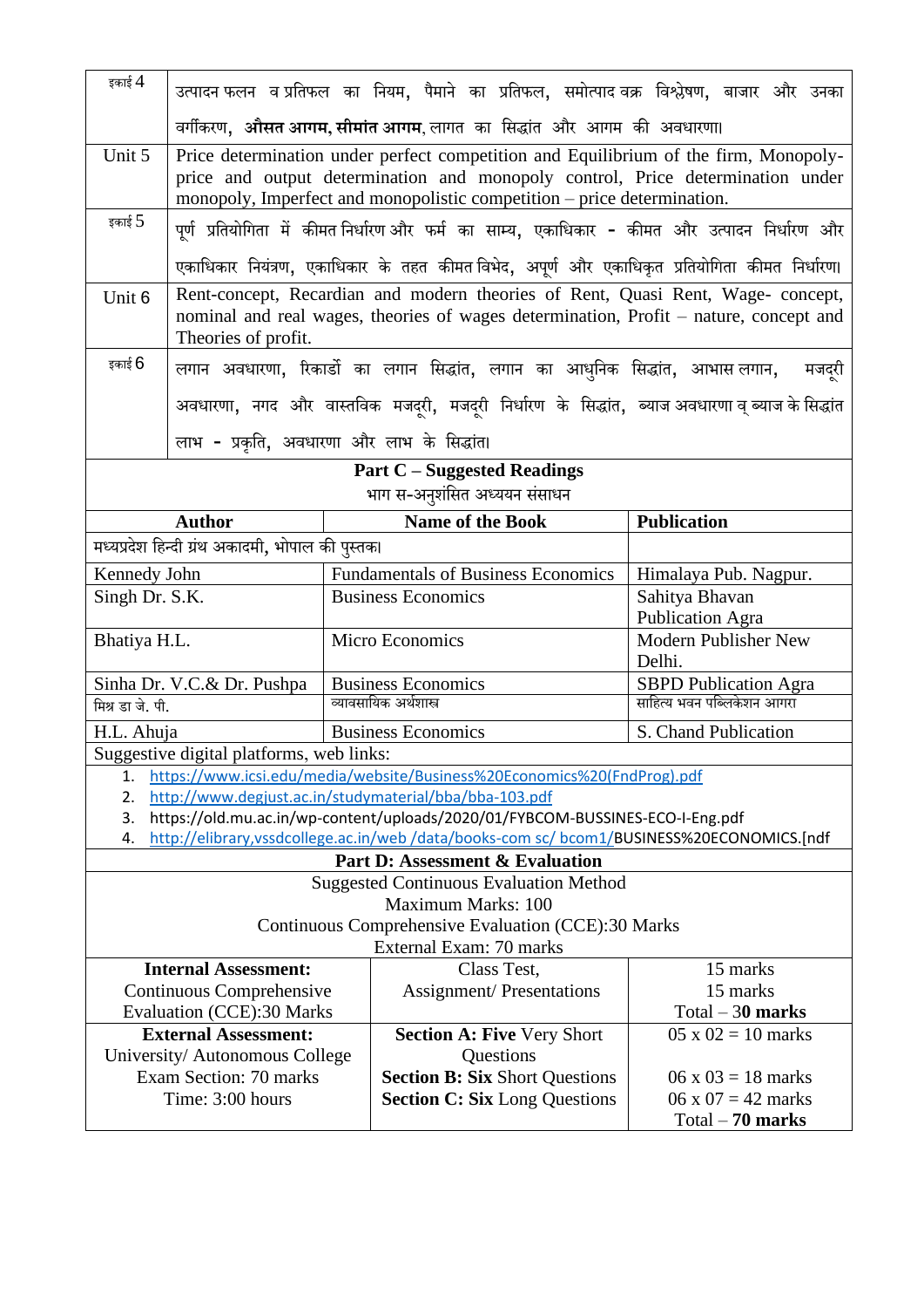| | |
|---|---|
| इकाई 4 | उत्पादन फलन व प्रतिफल का नियम, पैमाने का प्रतिफल, समोत्पाद वक्र विश्लेषण, बाजार और उनका वर्गीकरण, **औसत आगम, सीमांत आगम**, लागत का सिद्धांत और आगम की अवधारणा। |
| Unit 5 | Price determination under perfect competition and Equilibrium of the firm, Monopoly-price and output determination and monopoly control, Price determination under monopoly, Imperfect and monopolistic competition – price determination. |
| इकाई 5 | पूर्ण प्रतियोगिता में कीमत निर्धारण और फर्म का साम्य, एकाधिकार - कीमत और उत्पादन निर्धारण और एकाधिकार नियंत्रण, एकाधिकार के तहत कीमत विभेद, अपूर्ण और एकाधिकृत प्रतियोगिता कीमत निर्धारण। |
| Unit 6 | Rent-concept, Recardian and modern theories of Rent, Quasi Rent, Wage- concept, nominal and real wages, theories of wages determination, Profit – nature, concept and Theories of profit. |
| इकाई 6 | लगान अवधारणा, रिकार्डो का लगान सिद्धांत, लगान का आधुनिक सिद्धांत, आभास लगान, मजदूरी अवधारणा, नगद और वास्तविक मजदूरी, मजदूरी निर्धारण के सिद्धांत, ब्याज अवधारणा व् ब्याज के सिद्धांत लाभ - प्रकृति, अवधारणा और लाभ के सिद्धांत। |

## Part C – Suggested Readings

भाग स-अनुशंसित अध्ययन संसाधन

| Author | Name of the Book | Publication |
|---|---|---|
| मध्यप्रदेश हिन्दी ग्रंथ अकादमी, भोपाल की पुस्तक। | | |
| Kennedy John | Fundamentals of Business Economics | Himalaya Pub. Nagpur. |
| Singh Dr. S.K. | Business Economics | Sahitya Bhavan Publication Agra |
| Bhatiya H.L. | Micro Economics | Modern Publisher New Delhi. |
| Sinha Dr. V.C.& Dr. Pushpa<br>मिश्र डा जे. पी. | Business Economics<br>व्यावसायिक अर्थशास्त्र | SBPD Publication Agra<br>साहित्य भवन पब्लिकेशन आगरा |
| H.L. Ahuja | Business Economics | S. Chand Publication |

Suggestive digital platforms, web links:

1. https://www.icsi.edu/media/website/Business%20Economics%20(FndProg).pdf
2. http://www.degjust.ac.in/studymaterial/bba/bba-103.pdf
3. https://old.mu.ac.in/wp-content/uploads/2020/01/FYBCOM-BUSSINES-ECO-I-Eng.pdf
4. http://elibrary,vssdcollege.ac.in/web /data/books-com sc/ bcom1/BUSINESS%20ECONOMICS.[ndf

## Part D: Assessment & Evaluation

Suggested Continuous Evaluation Method
Maximum Marks: 100
Continuous Comprehensive Evaluation (CCE):30 Marks
External Exam: 70 marks

| | | |
|---|---|---|
| **Internal Assessment:**<br>Continuous Comprehensive Evaluation (CCE):30 Marks | Class Test,<br>Assignment/ Presentations | 15 marks<br>15 marks<br>Total – 3**0 marks** |
| **External Assessment:**<br>University/ Autonomous College Exam Section: 70 marks<br>Time: 3:00 hours | **Section A: Five** Very Short Questions<br>**Section B: Six** Short Questions<br>**Section C: Six** Long Questions | 05 x 02 = 10 marks<br>06 x 03 = 18 marks<br>06 x 07 = 42 marks<br>Total – **70 marks** |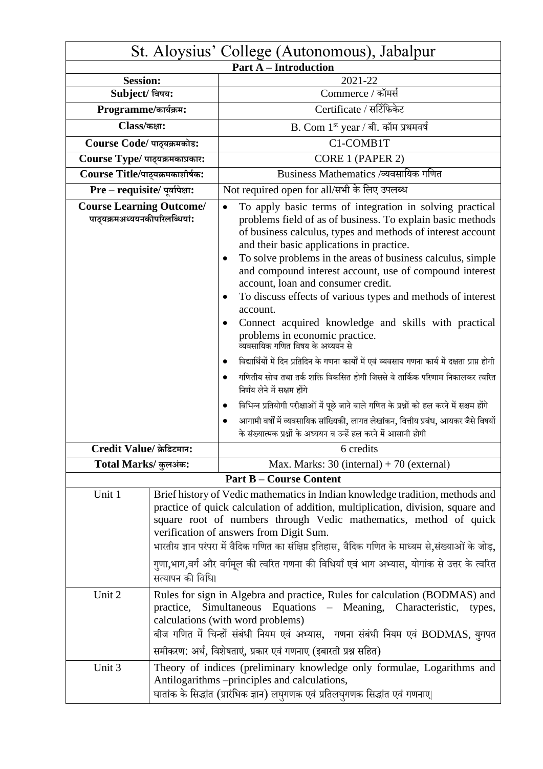| St. Aloysius' College (Autonomous), Jabalpur | |
|---|---|
| **Part A – Introduction** | |
| **Session:** | 2021-22 |
| **Subject/ विषय:** | Commerce / कॉमर्स |
| **Programme/कार्यक्रम:** | Certificate / सर्टिफिकेट |
| **Class/कक्षा:** | B. Com 1st year / बी. कॉम प्रथमवर्ष |
| **Course Code/ पाठ्यक्रमकोड:** | C1-COMB1T |
| **Course Type/ पाठ्यक्रमकाप्रकार:** | CORE 1 (PAPER 2) |
| **Course Title/पाठ्यक्रमकाशीर्षक:** | Business Mathematics /व्यवसायिक गणित |
| **Pre – requisite/ पूर्वापेक्षा:** | Not required open for all/सभी के लिए उपलब्ध |
| **Course Learning Outcome/ पाठ्यक्रमअध्ययनकीपरिलब्धियां:** | • To apply basic terms of integration in solving practical problems field of as of business. To explain basic methods of business calculus, types and methods of interest account and their basic applications in practice.<br>• To solve problems in the areas of business calculus, simple and compound interest account, use of compound interest account, loan and consumer credit.<br>• To discuss effects of various types and methods of interest account.<br>• Connect acquired knowledge and skills with practical problems in economic practice.<br>व्यवसायिक गणित विषय के अध्ययन से<br>• विद्यार्थियों में दिन प्रतिदिन के गणना कार्यों में एवं व्यवसाय गणना कार्य में दक्षता प्राप्त होगी<br>• गणितीय सोच तथा तर्क शक्ति विकसित होगी जिससे वे तार्किक परिणाम निकालकर त्वरित निर्णय लेने में सक्षम होंगे<br>• विभिन्न प्रतियोगी परीक्षाओं में पूछे जाने वाले गणित के प्रश्नों को हल करने में सक्षम होंगे<br>• आगामी वर्षों में व्यवसायिक सांख्यिकी, लागत लेखांकन, वित्तीय प्रबंध, आयकर जैसे विषयों के संख्यात्मक प्रश्नों के अध्ययन व उन्हें हल करने में आसानी होगी |
| **Credit Value/ क्रेडिटमान:** | 6 credits |
| **Total Marks/ कुलअंक:** | Max. Marks: 30 (internal) + 70 (external) |
| **Part B – Course Content** | |
| Unit 1 | Brief history of Vedic mathematics in Indian knowledge tradition, methods and practice of quick calculation of addition, multiplication, division, square and square root of numbers through Vedic mathematics, method of quick verification of answers from Digit Sum.<br>भारतीय ज्ञान परंपरा में वैदिक गणित का संक्षिप्त इतिहास, वैदिक गणित के माध्यम से,संख्याओं के जोड़, गुणा,भाग,वर्ग और वर्गमूल की त्वरित गणना की विधियाँ एवं भाग अभ्यास, योगांक से उत्तर के त्वरित सत्यापन की विधि। |
| Unit 2 | Rules for sign in Algebra and practice, Rules for calculation (BODMAS) and practice, Simultaneous Equations – Meaning, Characteristic, types, calculations (with word problems)<br>बीज गणित में चिन्हों संबंधी नियम एवं अभ्यास, गणना संबंधी नियम एवं BODMAS, युगपत समीकरण: अर्थ, विशेषताएं, प्रकार एवं गणनाए (इबारती प्रश्न सहित) |
| Unit 3 | Theory of indices (preliminary knowledge only formulae, Logarithms and Antilogarithms –principles and calculations,<br>घातांक के सिद्धांत (प्रारंभिक ज्ञान) लघुगणक एवं प्रतिलघुगणक सिद्धांत एवं गणनाए। |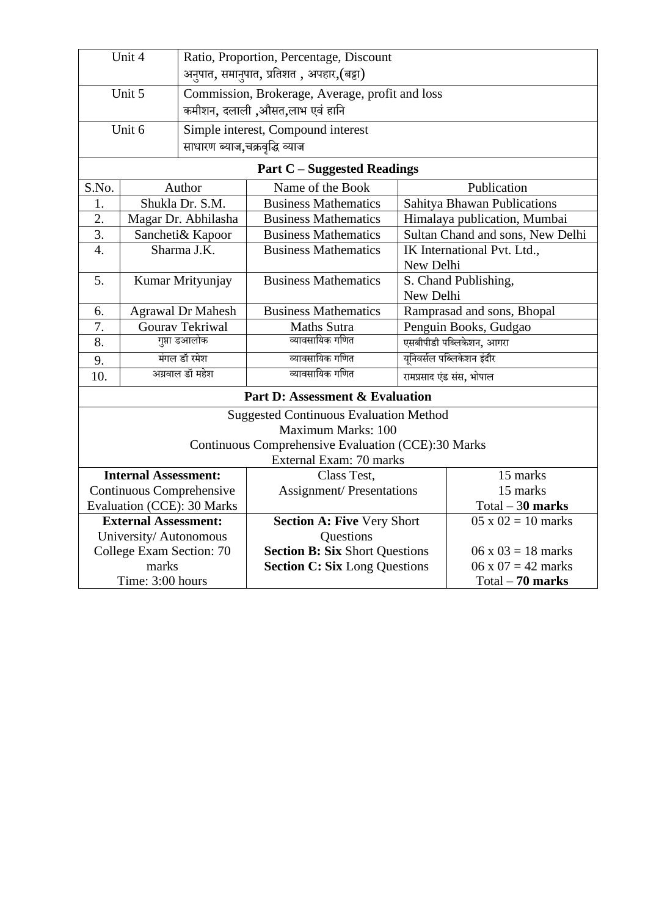| Unit | Topics |
|---|---|
| Unit 4 | Ratio, Proportion, Percentage, Discount<br>अनुपात, समानुपात, प्रतिशत , अपहार,(बट्टा) |
| Unit 5 | Commission, Brokerage, Average, profit and loss<br>कमीशन, दलाली ,औसत,लाभ एवं हानि |
| Unit 6 | Simple interest, Compound interest<br>साधारण ब्याज,चक्रवृद्धि ब्याज |

**Part C – Suggested Readings**

| S.No. | Author | Name of the Book | Publication |
|---|---|---|---|
| 1. | Shukla Dr. S.M. | Business Mathematics | Sahitya Bhawan Publications |
| 2. | Magar Dr. Abhilasha | Business Mathematics | Himalaya publication, Mumbai |
| 3. | Sancheti& Kapoor | Business Mathematics | Sultan Chand and sons, New Delhi |
| 4. | Sharma J.K. | Business Mathematics | IK International Pvt. Ltd., New Delhi |
| 5. | Kumar Mrityunjay | Business Mathematics | S. Chand Publishing, New Delhi |
| 6. | Agrawal Dr Mahesh | Business Mathematics | Ramprasad and sons, Bhopal |
| 7. | Gourav Tekriwal | Maths Sutra | Penguin Books, Gudgao |
| 8. | गुप्ता डआलोक | व्यावसायिक गणित | एसबीपीडी पब्लिकेशन, आगरा |
| 9. | मंगल डॉ रमेश | व्यावसायिक गणित | यूनिवर्सल पब्लिकेशन इंदौर |
| 10. | अग्रवाल डॉ महेश | व्यावसायिक गणित | रामप्रसाद एंड संस, भोपाल |

**Part D: Assessment & Evaluation**

Suggested Continuous Evaluation Method
Maximum Marks: 100
Continuous Comprehensive Evaluation (CCE):30 Marks
External Exam: 70 marks

| | | |
|---|---|---|
| **Internal Assessment:**<br>Continuous Comprehensive Evaluation (CCE): 30 Marks | Class Test,<br>Assignment/ Presentations | 15 marks<br>15 marks<br>Total – 3**0 marks** |
| **External Assessment:**<br>University/ Autonomous College Exam Section: 70 marks<br>Time: 3:00 hours | **Section A: Five** Very Short Questions<br>**Section B: Six** Short Questions<br>**Section C: Six** Long Questions | 05 x 02 = 10 marks<br>06 x 03 = 18 marks<br>06 x 07 = 42 marks<br>Total – **70 marks** |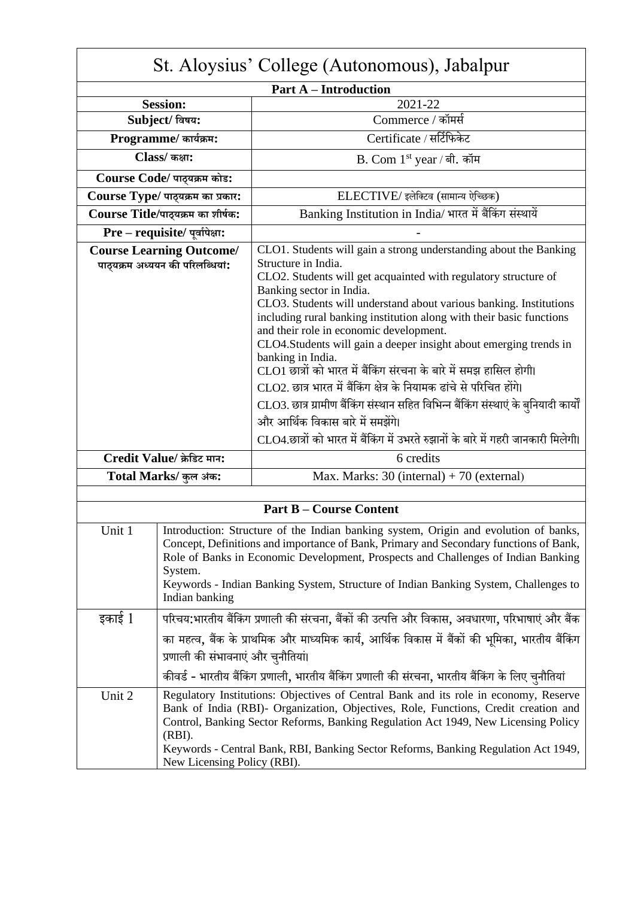# St. Aloysius' College (Autonomous), Jabalpur

| **Part A – Introduction** | |
|---|---|
| **Session:** | 2021-22 |
| **Subject/ विषय:** | Commerce / कॉमर्स |
| **Programme/ कार्यक्रम:** | Certificate / सर्टिफिकेट |
| **Class/ कक्षा:** | B. Com 1st year / बी. कॉम |
| **Course Code/ पाठ्यक्रम कोड:** | |
| **Course Type/ पाठ्यक्रम का प्रकार:** | ELECTIVE/ इलेक्टिव (सामान्य ऐच्छिक) |
| **Course Title/पाठ्यक्रम का शीर्षक:** | Banking Institution in India/ भारत में बैंकिंग संस्थायें |
| **Pre – requisite/ पूर्वापेक्षा:** | - |
| **Course Learning Outcome/ पाठ्यक्रम अध्ययन की परिलब्धियां:** | CLO1. Students will gain a strong understanding about the Banking Structure in India.<br>CLO2. Students will get acquainted with regulatory structure of Banking sector in India.<br>CLO3. Students will understand about various banking. Institutions including rural banking institution along with their basic functions and their role in economic development.<br>CLO4.Students will gain a deeper insight about emerging trends in banking in India.<br>CLO1 छात्रों को भारत में बैंकिंग संरचना के बारे में समझ हासिल होगी।<br>CLO2. छात्र भारत में बैंकिंग क्षेत्र के नियामक ढांचे से परिचित होंगे।<br>CLO3. छात्र ग्रामीण बैंकिंग संस्थान सहित विभिन्न बैंकिंग संस्थाएं के बुनियादी कार्यों और आर्थिक विकास बारे में समझेंगे।<br>CLO4.छात्रों को भारत में बैंकिंग में उभरते रुझानों के बारे में गहरी जानकारी मिलेगी। |
| **Credit Value/ क्रेडिट मान:** | 6 credits |
| **Total Marks/ कुल अंक:** | Max. Marks: 30 (internal) + 70 (external) |

| **Part B – Course Content** | |
|---|---|
| Unit 1 | Introduction: Structure of the Indian banking system, Origin and evolution of banks, Concept, Definitions and importance of Bank, Primary and Secondary functions of Bank, Role of Banks in Economic Development, Prospects and Challenges of Indian Banking System.<br>Keywords - Indian Banking System, Structure of Indian Banking System, Challenges to Indian banking |
| इकाई 1 | परिचय:भारतीय बैंकिंग प्रणाली की संरचना, बैंकों की उत्पत्ति और विकास, अवधारणा, परिभाषाएं और बैंक का महत्व, बैंक के प्राथमिक और माध्यमिक कार्य, आर्थिक विकास में बैंकों की भूमिका, भारतीय बैंकिंग प्रणाली की संभावनाएं और चुनौतियां।<br>कीवर्ड - भारतीय बैंकिंग प्रणाली, भारतीय बैंकिंग प्रणाली की संरचना, भारतीय बैंकिंग के लिए चुनौतियां |
| Unit 2 | Regulatory Institutions: Objectives of Central Bank and its role in economy, Reserve Bank of India (RBI)- Organization, Objectives, Role, Functions, Credit creation and Control, Banking Sector Reforms, Banking Regulation Act 1949, New Licensing Policy (RBI).<br>Keywords - Central Bank, RBI, Banking Sector Reforms, Banking Regulation Act 1949, New Licensing Policy (RBI). |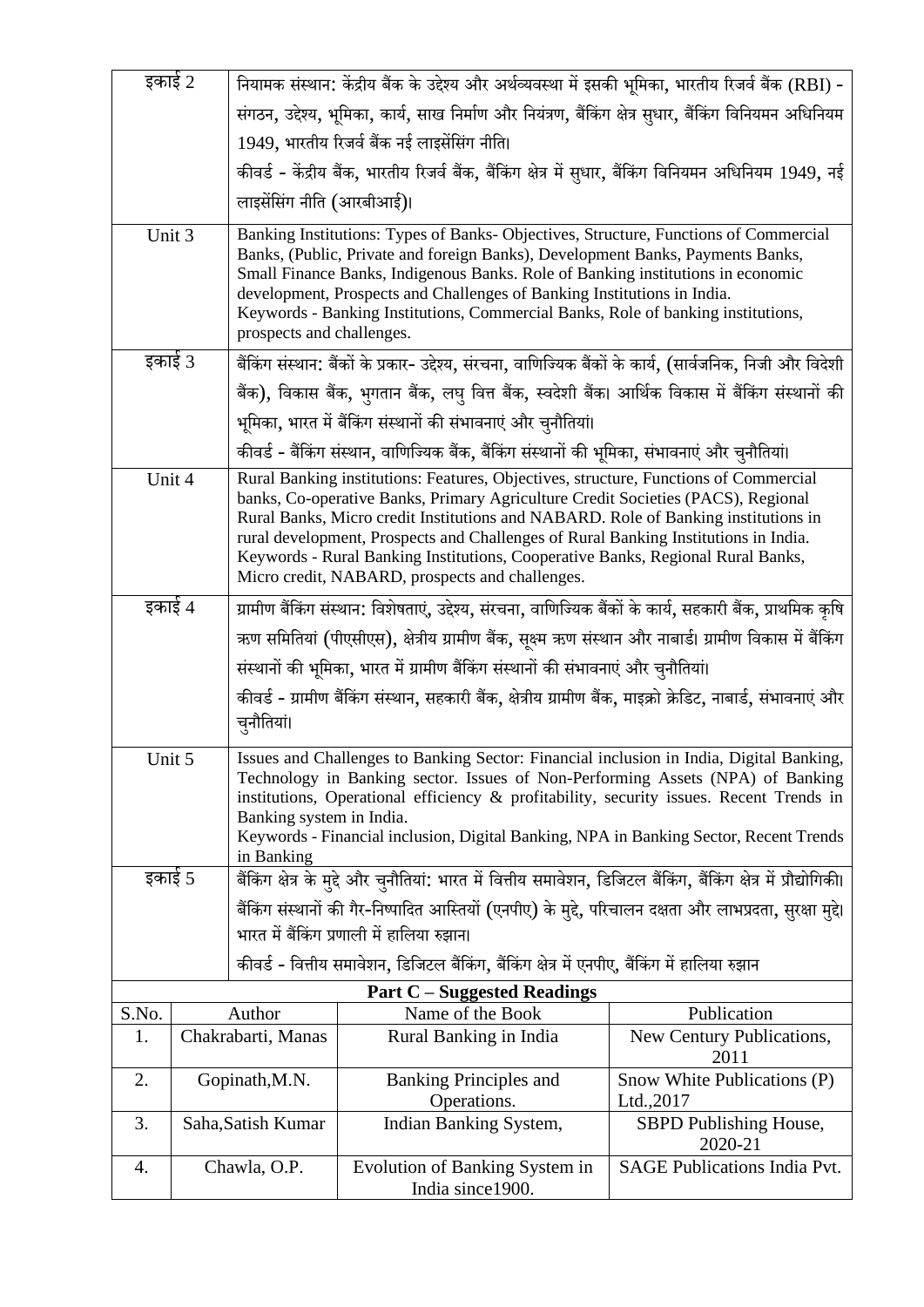| | |
|---|---|
| इकाई 2 | नियामक संस्थान: केंद्रीय बैंक के उद्देश्य और अर्थव्यवस्था में इसकी भूमिका, भारतीय रिजर्व बैंक (RBI) - संगठन, उद्देश्य, भूमिका, कार्य, साख निर्माण और नियंत्रण, बैंकिंग क्षेत्र सुधार, बैंकिंग विनियमन अधिनियम 1949, भारतीय रिजर्व बैंक नई लाइसेंसिंग नीति।<br>कीवर्ड - केंद्रीय बैंक, भारतीय रिजर्व बैंक, बैंकिंग क्षेत्र में सुधार, बैंकिंग विनियमन अधिनियम 1949, नई लाइसेंसिंग नीति (आरबीआई)। |
| Unit 3 | Banking Institutions: Types of Banks- Objectives, Structure, Functions of Commercial Banks, (Public, Private and foreign Banks), Development Banks, Payments Banks, Small Finance Banks, Indigenous Banks. Role of Banking institutions in economic development, Prospects and Challenges of Banking Institutions in India.<br>Keywords - Banking Institutions, Commercial Banks, Role of banking institutions, prospects and challenges. |
| इकाई 3 | बैंकिंग संस्थान: बैंकों के प्रकार- उद्देश्य, संरचना, वाणिज्यिक बैंकों के कार्य, (सार्वजनिक, निजी और विदेशी बैंक), विकास बैंक, भुगतान बैंक, लघु वित्त बैंक, स्वदेशी बैंक। आर्थिक विकास में बैंकिंग संस्थानों की भूमिका, भारत में बैंकिंग संस्थानों की संभावनाएं और चुनौतियां।<br>कीवर्ड - बैंकिंग संस्थान, वाणिज्यिक बैंक, बैंकिंग संस्थानों की भूमिका, संभावनाएं और चुनौतियां। |
| Unit 4 | Rural Banking institutions: Features, Objectives, structure, Functions of Commercial banks, Co-operative Banks, Primary Agriculture Credit Societies (PACS), Regional Rural Banks, Micro credit Institutions and NABARD. Role of Banking institutions in rural development, Prospects and Challenges of Rural Banking Institutions in India.<br>Keywords - Rural Banking Institutions, Cooperative Banks, Regional Rural Banks, Micro credit, NABARD, prospects and challenges. |
| इकाई 4 | ग्रामीण बैंकिंग संस्थान: विशेषताएं, उद्देश्य, संरचना, वाणिज्यिक बैंकों के कार्य, सहकारी बैंक, प्राथमिक कृषि ऋण समितियां (पीएसीएस), क्षेत्रीय ग्रामीण बैंक, सूक्ष्म ऋण संस्थान और नाबार्ड। ग्रामीण विकास में बैंकिंग संस्थानों की भूमिका, भारत में ग्रामीण बैंकिंग संस्थानों की संभावनाएं और चुनौतियां।<br>कीवर्ड - ग्रामीण बैंकिंग संस्थान, सहकारी बैंक, क्षेत्रीय ग्रामीण बैंक, माइक्रो क्रेडिट, नाबार्ड, संभावनाएं और चुनौतियां। |
| Unit 5 | Issues and Challenges to Banking Sector: Financial inclusion in India, Digital Banking, Technology in Banking sector. Issues of Non-Performing Assets (NPA) of Banking institutions, Operational efficiency & profitability, security issues. Recent Trends in Banking system in India.<br>Keywords - Financial inclusion, Digital Banking, NPA in Banking Sector, Recent Trends in Banking |
| इकाई 5 | बैंकिंग क्षेत्र के मुद्दे और चुनौतियां: भारत में वित्तीय समावेशन, डिजिटल बैंकिंग, बैंकिंग क्षेत्र में प्रौद्योगिकी। बैंकिंग संस्थानों की गैर-निष्पादित आस्तियों (एनपीए) के मुद्दे, परिचालन दक्षता और लाभप्रदता, सुरक्षा मुद्दे। भारत में बैंकिंग प्रणाली में हालिया रुझान।<br>कीवर्ड - वित्तीय समावेशन, डिजिटल बैंकिंग, बैंकिंग क्षेत्र में एनपीए, बैंकिंग में हालिया रुझान |

**Part C – Suggested Readings**

| S.No. | Author | Name of the Book | Publication |
|---|---|---|---|
| 1. | Chakrabarti, Manas | Rural Banking in India | New Century Publications, 2011 |
| 2. | Gopinath,M.N. | Banking Principles and Operations. | Snow White Publications (P) Ltd.,2017 |
| 3. | Saha,Satish Kumar | Indian Banking System, | SBPD Publishing House, 2020-21 |
| 4. | Chawla, O.P. | Evolution of Banking System in India since1900. | SAGE Publications India Pvt. |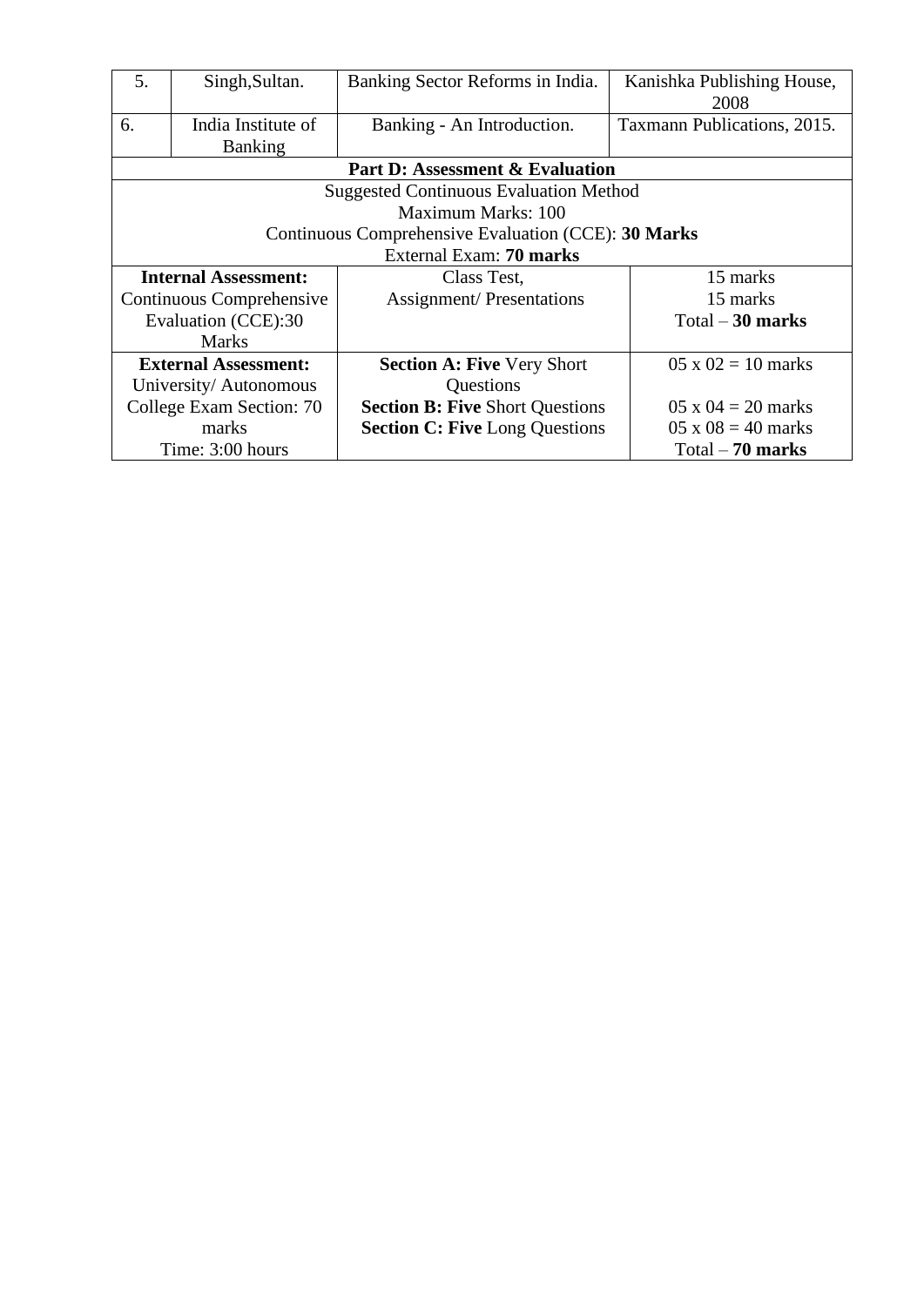| 5. | Singh,Sultan. | Banking Sector Reforms in India. | Kanishka Publishing House, 2008 |
|---|---|---|---|
| 6. | India Institute of Banking | Banking - An Introduction. | Taxmann Publications, 2015. |

**Part D: Assessment & Evaluation**

Suggested Continuous Evaluation Method
Maximum Marks: 100
Continuous Comprehensive Evaluation (CCE): **30 Marks**
External Exam: **70 marks**

| | | |
|---|---|---|
| **Internal Assessment:** Continuous Comprehensive Evaluation (CCE):30 Marks | Class Test, Assignment/ Presentations | 15 marks 15 marks Total – **30 marks** |
| **External Assessment:** University/ Autonomous College Exam Section: 70 marks Time: 3:00 hours | **Section A: Five** Very Short Questions **Section B: Five** Short Questions **Section C: Five** Long Questions | 05 x 02 = 10 marks 05 x 04 = 20 marks 05 x 08 = 40 marks Total – **70 marks** |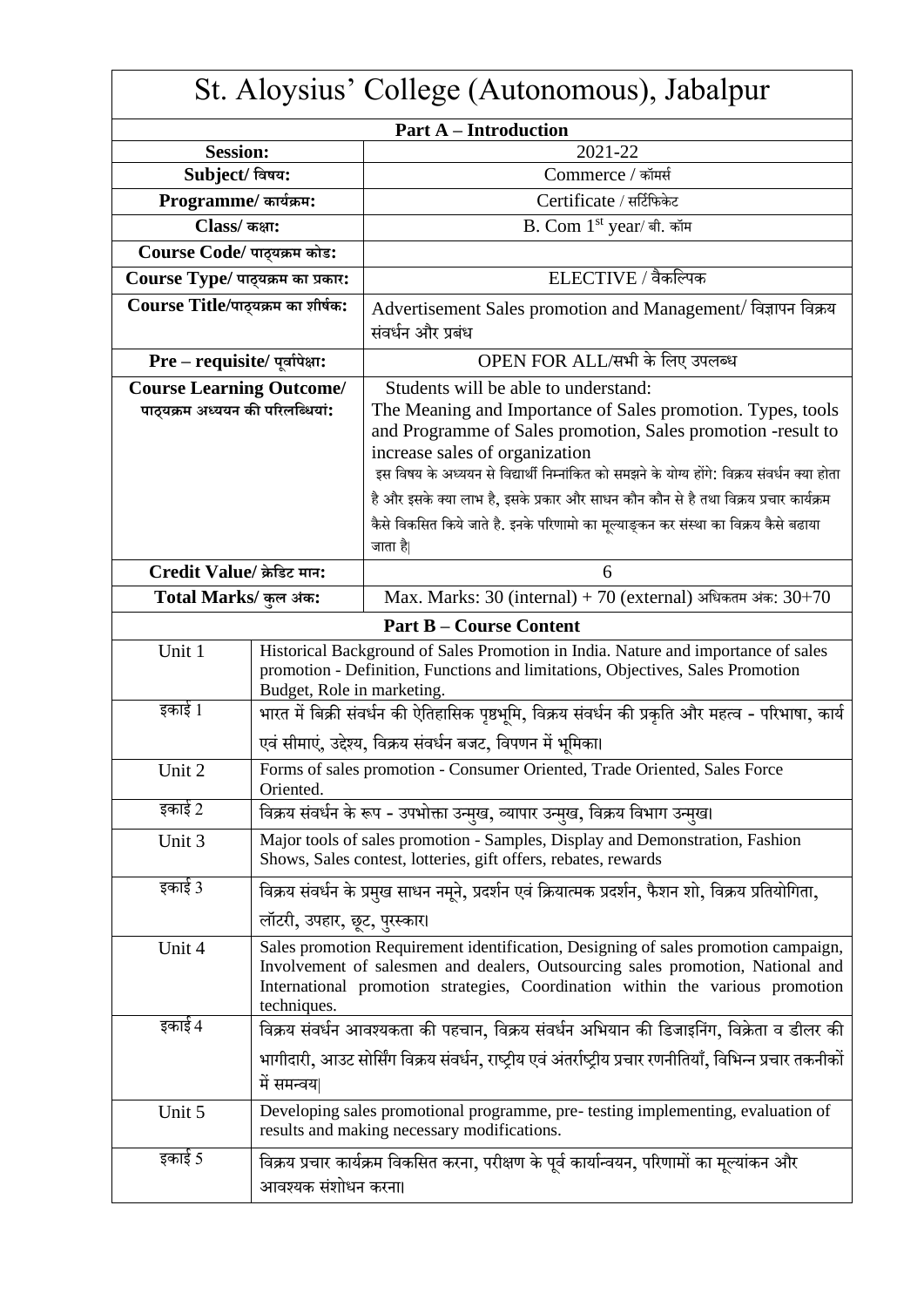# St. Aloysius' College (Autonomous), Jabalpur

| Part A – Introduction | |
|---|---|
| **Session:** | 2021-22 |
| **Subject/ विषय:** | Commerce / कॉमर्स |
| **Programme/ कार्यक्रम:** | Certificate / सर्टिफिकेट |
| **Class/ कक्षा:** | B. Com 1st year/ बी. कॉम |
| **Course Code/ पाठ्यक्रम कोड:** | |
| **Course Type/ पाठ्यक्रम का प्रकार:** | ELECTIVE / वैकल्पिक |
| **Course Title/पाठ्यक्रम का शीर्षक:** | Advertisement Sales promotion and Management/ विज्ञापन विक्रय संवर्धन और प्रबंध |
| **Pre – requisite/ पूर्वापेक्षा:** | OPEN FOR ALL/सभी के लिए उपलब्ध |
| **Course Learning Outcome/ पाठ्यक्रम अध्ययन की परिलब्धियां:** | Students will be able to understand: The Meaning and Importance of Sales promotion. Types, tools and Programme of Sales promotion, Sales promotion -result to increase sales of organization<br>इस विषय के अध्ययन से विद्यार्थी निम्नांकित को समझने के योग्य होंगे: विक्रय संवर्धन क्या होता है और इसके क्या लाभ है, इसके प्रकार और साधन कौन कौन से है तथा विक्रय प्रचार कार्यक्रम कैसे विकसित किये जाते है. इनके परिणामो का मूल्याङ्कन कर संस्था का विक्रय कैसे बढाया जाता है| |
| **Credit Value/ क्रेडिट मान:** | 6 |
| **Total Marks/ कुल अंक:** | Max. Marks: 30 (internal) + 70 (external) अधिकतम अंक: 30+70 |

| Part B – Course Content | |
|---|---|
| Unit 1 | Historical Background of Sales Promotion in India. Nature and importance of sales promotion - Definition, Functions and limitations, Objectives, Sales Promotion Budget, Role in marketing. |
| इकाई 1 | भारत में बिक्री संवर्धन की ऐतिहासिक पृष्ठभूमि, विक्रय संवर्धन की प्रकृति और महत्व - परिभाषा, कार्य एवं सीमाएं, उद्देश्य, विक्रय संवर्धन बजट, विपणन में भूमिका। |
| Unit 2 | Forms of sales promotion - Consumer Oriented, Trade Oriented, Sales Force Oriented. |
| इकाई 2 | विक्रय संवर्धन के रूप - उपभोक्ता उन्मुख, व्यापार उन्मुख, विक्रय विभाग उन्मुख। |
| Unit 3 | Major tools of sales promotion - Samples, Display and Demonstration, Fashion Shows, Sales contest, lotteries, gift offers, rebates, rewards |
| इकाई 3 | विक्रय संवर्धन के प्रमुख साधन नमूने, प्रदर्शन एवं क्रियात्मक प्रदर्शन, फैशन शो, विक्रय प्रतियोगिता, लॉटरी, उपहार, छूट, पुरस्कार। |
| Unit 4 | Sales promotion Requirement identification, Designing of sales promotion campaign, Involvement of salesmen and dealers, Outsourcing sales promotion, National and International promotion strategies, Coordination within the various promotion techniques. |
| इकाई 4 | विक्रय संवर्धन आवश्यकता की पहचान, विक्रय संवर्धन अभियान की डिजाइनिंग, विक्रेता व डीलर की भागीदारी, आउट सोर्सिंग विक्रय संवर्धन, राष्ट्रीय एवं अंतर्राष्ट्रीय प्रचार रणनीतियाँ, विभिन्न प्रचार तकनीकों में समन्वय| |
| Unit 5 | Developing sales promotional programme, pre- testing implementing, evaluation of results and making necessary modifications. |
| इकाई 5 | विक्रय प्रचार कार्यक्रम विकसित करना, परीक्षण के पूर्व कार्यान्वयन, परिणामों का मूल्यांकन और आवश्यक संशोधन करना। |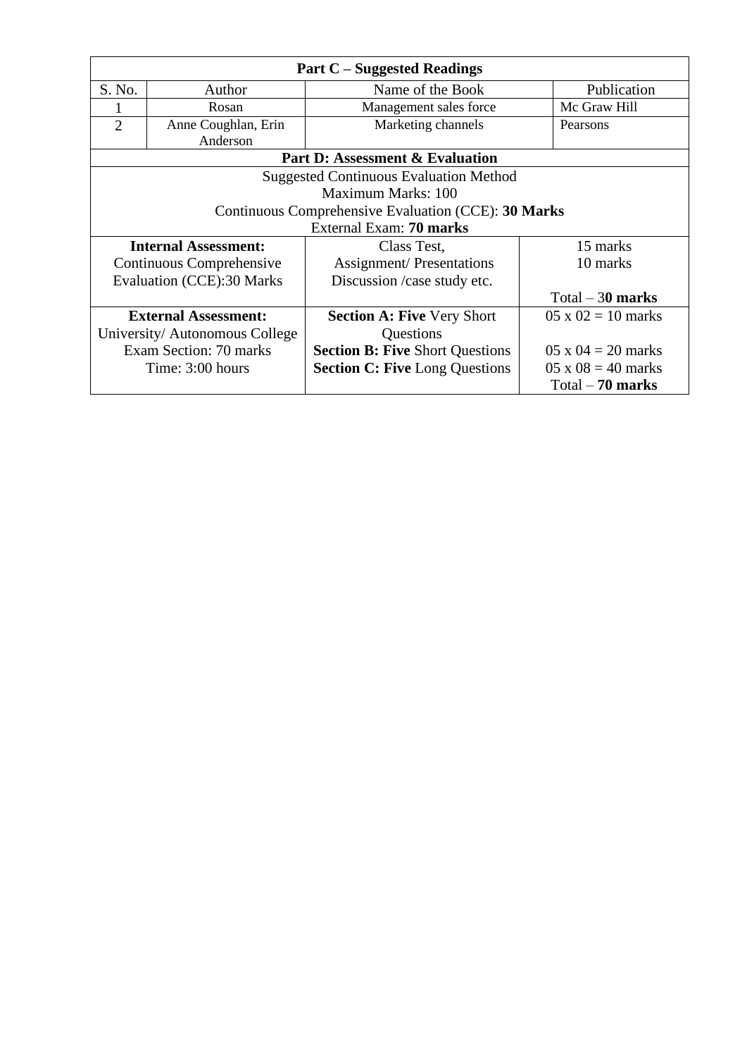**Part C – Suggested Readings**

| S. No. | Author | Name of the Book | Publication |
|---|---|---|---|
| 1 | Rosan | Management sales force | Mc Graw Hill |
| 2 | Anne Coughlan, Erin Anderson | Marketing channels | Pearsons |

**Part D: Assessment & Evaluation**

Suggested Continuous Evaluation Method
Maximum Marks: 100
Continuous Comprehensive Evaluation (CCE): **30 Marks**
External Exam: **70 marks**

| | | |
|---|---|---|
| **Internal Assessment:** Continuous Comprehensive Evaluation (CCE):30 Marks | Class Test,<br>Assignment/ Presentations<br>Discussion /case study etc. | 15 marks<br>10 marks<br><br>Total – 3**0 marks** |
| **External Assessment:** University/ Autonomous College Exam Section: 70 marks Time: 3:00 hours | **Section A: Five** Very Short Questions<br>**Section B: Five** Short Questions<br>**Section C: Five** Long Questions | 05 x 02 = 10 marks<br>05 x 04 = 20 marks<br>05 x 08 = 40 marks<br>Total – **70 marks** |